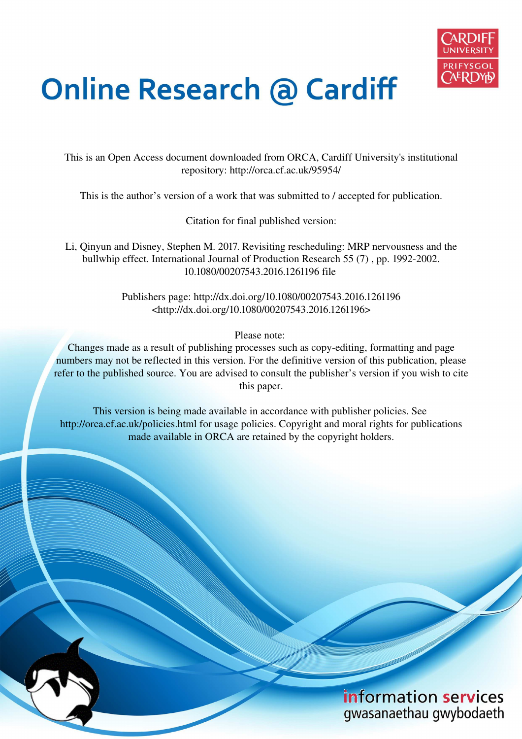# Online Research @ Cardiff

This is an Open Access document downloaded from ORCA, Cardiff University's institutional repository: http://orca.cf.ac.uk/95954/

This is the author's version of a work that was submitted to / accepted for publication.

Citation for final published version:

Li, Qinyun and Disney, Stephen M. 2017. Revisiting rescheduling: MRP nervousness and the bullwhip effect. International Journal of Production Research 55 (7) , pp. 1992-2002. 10.1080/00207543.2016.1261196 file

Publishers page: http://dx.doi.org/10.1080/00207543.2016.1261196 <http://dx.doi.org/10.1080/00207543.2016.1261196>

Please note:
Changes made as a result of publishing processes such as copy-editing, formatting and page numbers may not be reflected in this version. For the definitive version of this publication, please refer to the published source. You are advised to consult the publisher's version if you wish to cite this paper.

This version is being made available in accordance with publisher policies. See http://orca.cf.ac.uk/policies.html for usage policies. Copyright and moral rights for publications made available in ORCA are retained by the copyright holders.

information services
gwasanaethau gwybodaeth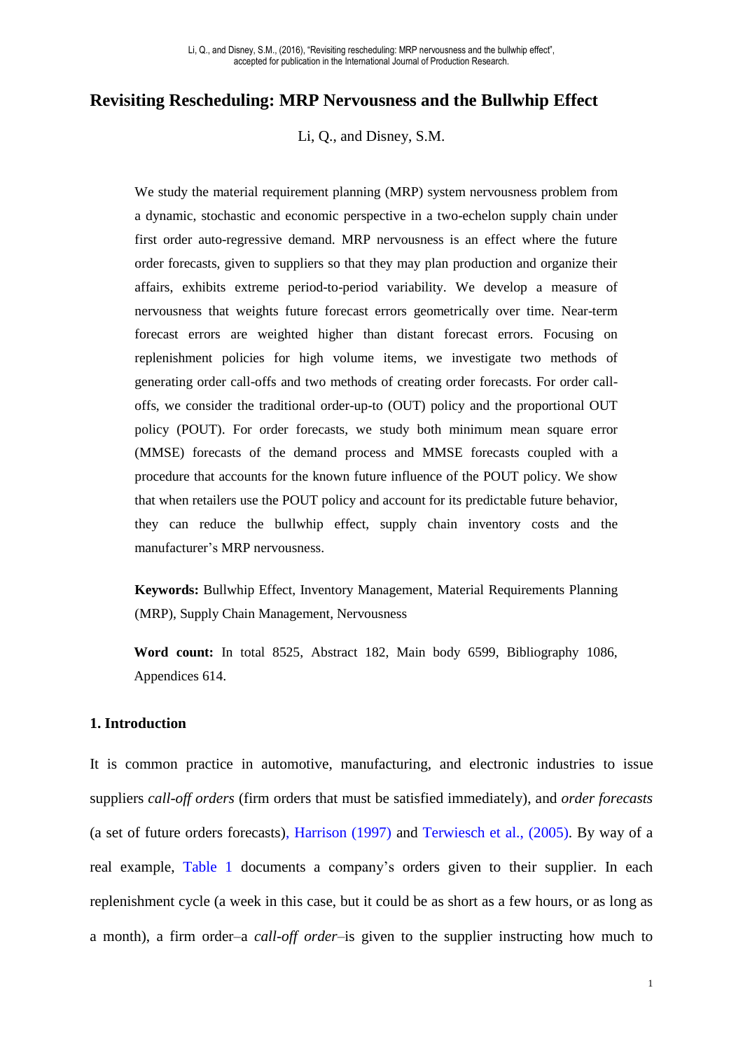# Revisiting Rescheduling: MRP Nervousness and the Bullwhip Effect

Li, Q., and Disney, S.M.

We study the material requirement planning (MRP) system nervousness problem from a dynamic, stochastic and economic perspective in a two-echelon supply chain under first order auto-regressive demand. MRP nervousness is an effect where the future order forecasts, given to suppliers so that they may plan production and organize their affairs, exhibits extreme period-to-period variability. We develop a measure of nervousness that weights future forecast errors geometrically over time. Near-term forecast errors are weighted higher than distant forecast errors. Focusing on replenishment policies for high volume items, we investigate two methods of generating order call-offs and two methods of creating order forecasts. For order call-offs, we consider the traditional order-up-to (OUT) policy and the proportional OUT policy (POUT). For order forecasts, we study both minimum mean square error (MMSE) forecasts of the demand process and MMSE forecasts coupled with a procedure that accounts for the known future influence of the POUT policy. We show that when retailers use the POUT policy and account for its predictable future behavior, they can reduce the bullwhip effect, supply chain inventory costs and the manufacturer's MRP nervousness.

**Keywords:** Bullwhip Effect, Inventory Management, Material Requirements Planning (MRP), Supply Chain Management, Nervousness

**Word count:** In total 8525, Abstract 182, Main body 6599, Bibliography 1086, Appendices 614.

## 1. Introduction

It is common practice in automotive, manufacturing, and electronic industries to issue suppliers *call-off orders* (firm orders that must be satisfied immediately), and *order forecasts* (a set of future orders forecasts), Harrison (1997) and Terwiesch et al., (2005). By way of a real example, Table 1 documents a company's orders given to their supplier. In each replenishment cycle (a week in this case, but it could be as short as a few hours, or as long as a month), a firm order–a *call-off order*–is given to the supplier instructing how much to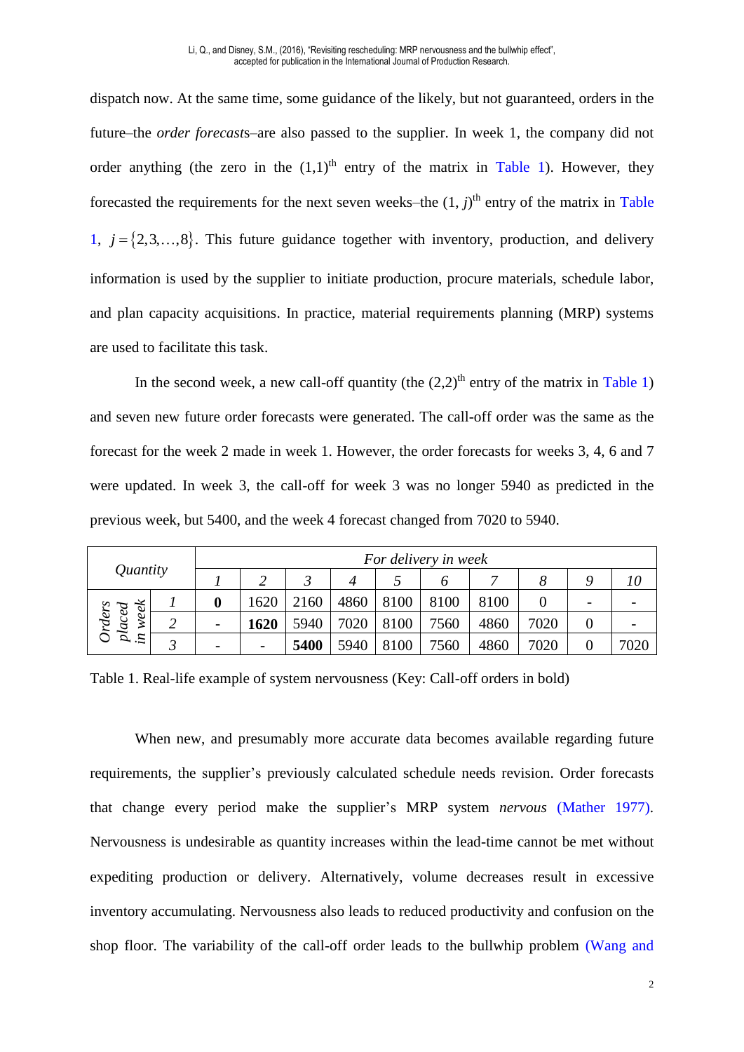dispatch now. At the same time, some guidance of the likely, but not guaranteed, orders in the future–the *order forecasts*–are also passed to the supplier. In week 1, the company did not order anything (the zero in the $(1,1)^{\text{th}}$ entry of the matrix in Table 1). However, they forecasted the requirements for the next seven weeks–the $(1, j)^{\text{th}}$ entry of the matrix in Table 1, $j = \{2,3,\ldots,8\}$. This future guidance together with inventory, production, and delivery information is used by the supplier to initiate production, procure materials, schedule labor, and plan capacity acquisitions. In practice, material requirements planning (MRP) systems are used to facilitate this task.

In the second week, a new call-off quantity (the $(2,2)^{\text{th}}$ entry of the matrix in Table 1) and seven new future order forecasts were generated. The call-off order was the same as the forecast for the week 2 made in week 1. However, the order forecasts for weeks 3, 4, 6 and 7 were updated. In week 3, the call-off for week 3 was no longer 5940 as predicted in the previous week, but 5400, and the week 4 forecast changed from 7020 to 5940.

| *Quantity* | | *For delivery in week* | | | | | | | | | |
|---|---|---|---|---|---|---|---|---|---|---|---|
| | | *1* | *2* | *3* | *4* | *5* | *6* | *7* | *8* | *9* | *10* |
| *Orders placed in week* | *1* | **0** | 1620 | 2160 | 4860 | 8100 | 8100 | 8100 | 0 | - | - |
| | *2* | - | **1620** | 5940 | 7020 | 8100 | 7560 | 4860 | 7020 | 0 | - |
| | *3* | - | - | **5400** | 5940 | 8100 | 7560 | 4860 | 7020 | 0 | 7020 |

Table 1. Real-life example of system nervousness (Key: Call-off orders in bold)

When new, and presumably more accurate data becomes available regarding future requirements, the supplier's previously calculated schedule needs revision. Order forecasts that change every period make the supplier's MRP system *nervous* (Mather 1977). Nervousness is undesirable as quantity increases within the lead-time cannot be met without expediting production or delivery. Alternatively, volume decreases result in excessive inventory accumulating. Nervousness also leads to reduced productivity and confusion on the shop floor. The variability of the call-off order leads to the bullwhip problem (Wang and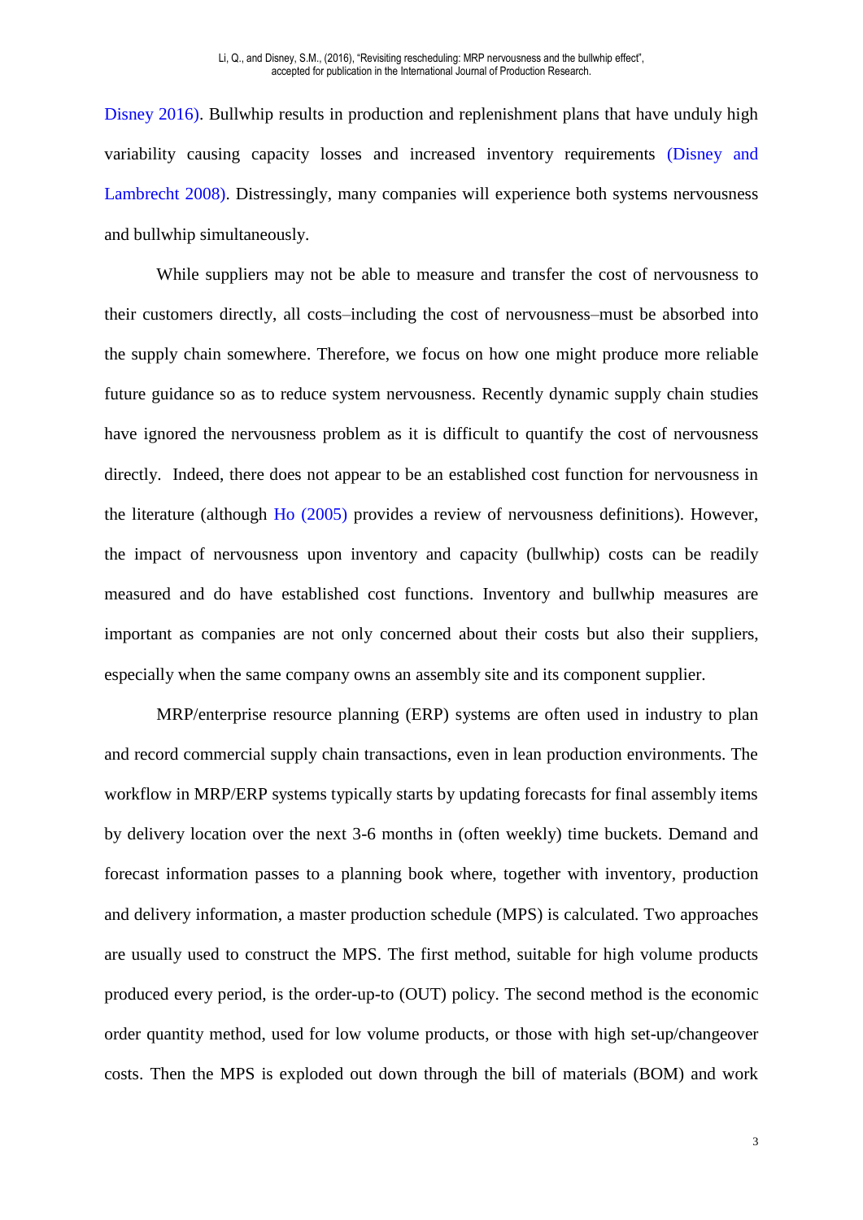Disney 2016). Bullwhip results in production and replenishment plans that have unduly high variability causing capacity losses and increased inventory requirements (Disney and Lambrecht 2008). Distressingly, many companies will experience both systems nervousness and bullwhip simultaneously.

While suppliers may not be able to measure and transfer the cost of nervousness to their customers directly, all costs–including the cost of nervousness–must be absorbed into the supply chain somewhere. Therefore, we focus on how one might produce more reliable future guidance so as to reduce system nervousness. Recently dynamic supply chain studies have ignored the nervousness problem as it is difficult to quantify the cost of nervousness directly. Indeed, there does not appear to be an established cost function for nervousness in the literature (although Ho (2005) provides a review of nervousness definitions). However, the impact of nervousness upon inventory and capacity (bullwhip) costs can be readily measured and do have established cost functions. Inventory and bullwhip measures are important as companies are not only concerned about their costs but also their suppliers, especially when the same company owns an assembly site and its component supplier.

MRP/enterprise resource planning (ERP) systems are often used in industry to plan and record commercial supply chain transactions, even in lean production environments. The workflow in MRP/ERP systems typically starts by updating forecasts for final assembly items by delivery location over the next 3-6 months in (often weekly) time buckets. Demand and forecast information passes to a planning book where, together with inventory, production and delivery information, a master production schedule (MPS) is calculated. Two approaches are usually used to construct the MPS. The first method, suitable for high volume products produced every period, is the order-up-to (OUT) policy. The second method is the economic order quantity method, used for low volume products, or those with high set-up/changeover costs. Then the MPS is exploded out down through the bill of materials (BOM) and work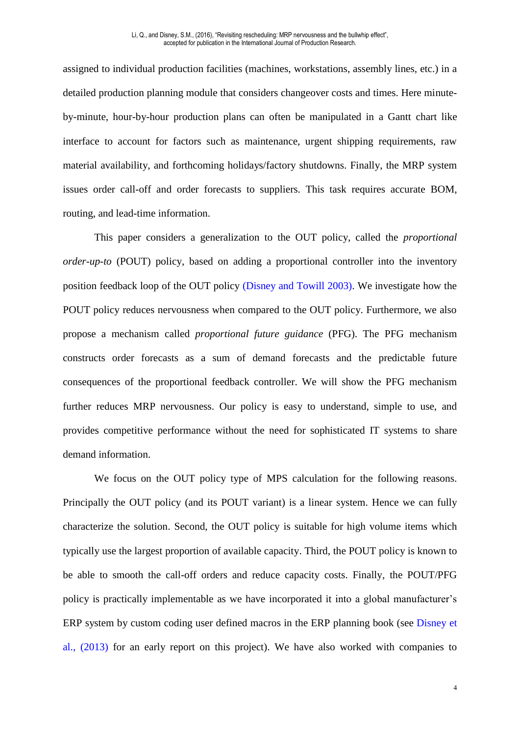assigned to individual production facilities (machines, workstations, assembly lines, etc.) in a detailed production planning module that considers changeover costs and times. Here minute-by-minute, hour-by-hour production plans can often be manipulated in a Gantt chart like interface to account for factors such as maintenance, urgent shipping requirements, raw material availability, and forthcoming holidays/factory shutdowns. Finally, the MRP system issues order call-off and order forecasts to suppliers. This task requires accurate BOM, routing, and lead-time information.

This paper considers a generalization to the OUT policy, called the *proportional order-up-to* (POUT) policy, based on adding a proportional controller into the inventory position feedback loop of the OUT policy (Disney and Towill 2003). We investigate how the POUT policy reduces nervousness when compared to the OUT policy. Furthermore, we also propose a mechanism called *proportional future guidance* (PFG). The PFG mechanism constructs order forecasts as a sum of demand forecasts and the predictable future consequences of the proportional feedback controller. We will show the PFG mechanism further reduces MRP nervousness. Our policy is easy to understand, simple to use, and provides competitive performance without the need for sophisticated IT systems to share demand information.

We focus on the OUT policy type of MPS calculation for the following reasons. Principally the OUT policy (and its POUT variant) is a linear system. Hence we can fully characterize the solution. Second, the OUT policy is suitable for high volume items which typically use the largest proportion of available capacity. Third, the POUT policy is known to be able to smooth the call-off orders and reduce capacity costs. Finally, the POUT/PFG policy is practically implementable as we have incorporated it into a global manufacturer's ERP system by custom coding user defined macros in the ERP planning book (see Disney et al., (2013) for an early report on this project). We have also worked with companies to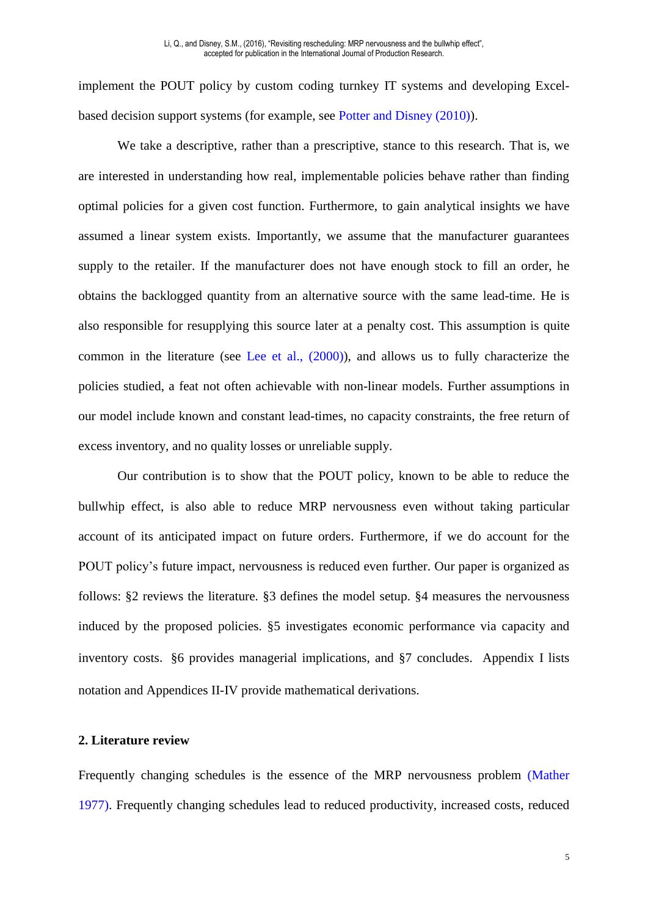implement the POUT policy by custom coding turnkey IT systems and developing Excel-based decision support systems (for example, see Potter and Disney (2010)).

We take a descriptive, rather than a prescriptive, stance to this research. That is, we are interested in understanding how real, implementable policies behave rather than finding optimal policies for a given cost function. Furthermore, to gain analytical insights we have assumed a linear system exists. Importantly, we assume that the manufacturer guarantees supply to the retailer. If the manufacturer does not have enough stock to fill an order, he obtains the backlogged quantity from an alternative source with the same lead-time. He is also responsible for resupplying this source later at a penalty cost. This assumption is quite common in the literature (see Lee et al., (2000)), and allows us to fully characterize the policies studied, a feat not often achievable with non-linear models. Further assumptions in our model include known and constant lead-times, no capacity constraints, the free return of excess inventory, and no quality losses or unreliable supply.

Our contribution is to show that the POUT policy, known to be able to reduce the bullwhip effect, is also able to reduce MRP nervousness even without taking particular account of its anticipated impact on future orders. Furthermore, if we do account for the POUT policy's future impact, nervousness is reduced even further. Our paper is organized as follows: §2 reviews the literature. §3 defines the model setup. §4 measures the nervousness induced by the proposed policies. §5 investigates economic performance via capacity and inventory costs. §6 provides managerial implications, and §7 concludes. Appendix I lists notation and Appendices II-IV provide mathematical derivations.

## 2. Literature review

Frequently changing schedules is the essence of the MRP nervousness problem (Mather 1977). Frequently changing schedules lead to reduced productivity, increased costs, reduced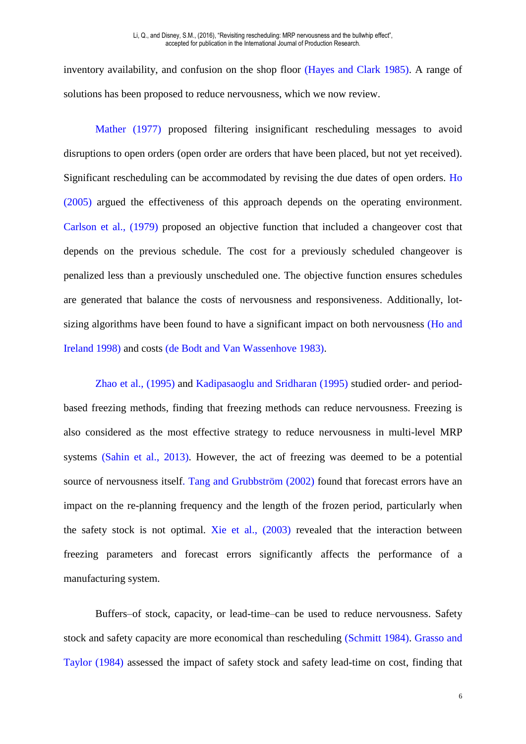inventory availability, and confusion on the shop floor (Hayes and Clark 1985). A range of solutions has been proposed to reduce nervousness, which we now review.

Mather (1977) proposed filtering insignificant rescheduling messages to avoid disruptions to open orders (open order are orders that have been placed, but not yet received). Significant rescheduling can be accommodated by revising the due dates of open orders. Ho (2005) argued the effectiveness of this approach depends on the operating environment. Carlson et al., (1979) proposed an objective function that included a changeover cost that depends on the previous schedule. The cost for a previously scheduled changeover is penalized less than a previously unscheduled one. The objective function ensures schedules are generated that balance the costs of nervousness and responsiveness. Additionally, lot-sizing algorithms have been found to have a significant impact on both nervousness (Ho and Ireland 1998) and costs (de Bodt and Van Wassenhove 1983).

Zhao et al., (1995) and Kadipasaoglu and Sridharan (1995) studied order- and period-based freezing methods, finding that freezing methods can reduce nervousness. Freezing is also considered as the most effective strategy to reduce nervousness in multi-level MRP systems (Sahin et al., 2013). However, the act of freezing was deemed to be a potential source of nervousness itself. Tang and Grubbström (2002) found that forecast errors have an impact on the re-planning frequency and the length of the frozen period, particularly when the safety stock is not optimal. Xie et al., (2003) revealed that the interaction between freezing parameters and forecast errors significantly affects the performance of a manufacturing system.

Buffers–of stock, capacity, or lead-time–can be used to reduce nervousness. Safety stock and safety capacity are more economical than rescheduling (Schmitt 1984). Grasso and Taylor (1984) assessed the impact of safety stock and safety lead-time on cost, finding that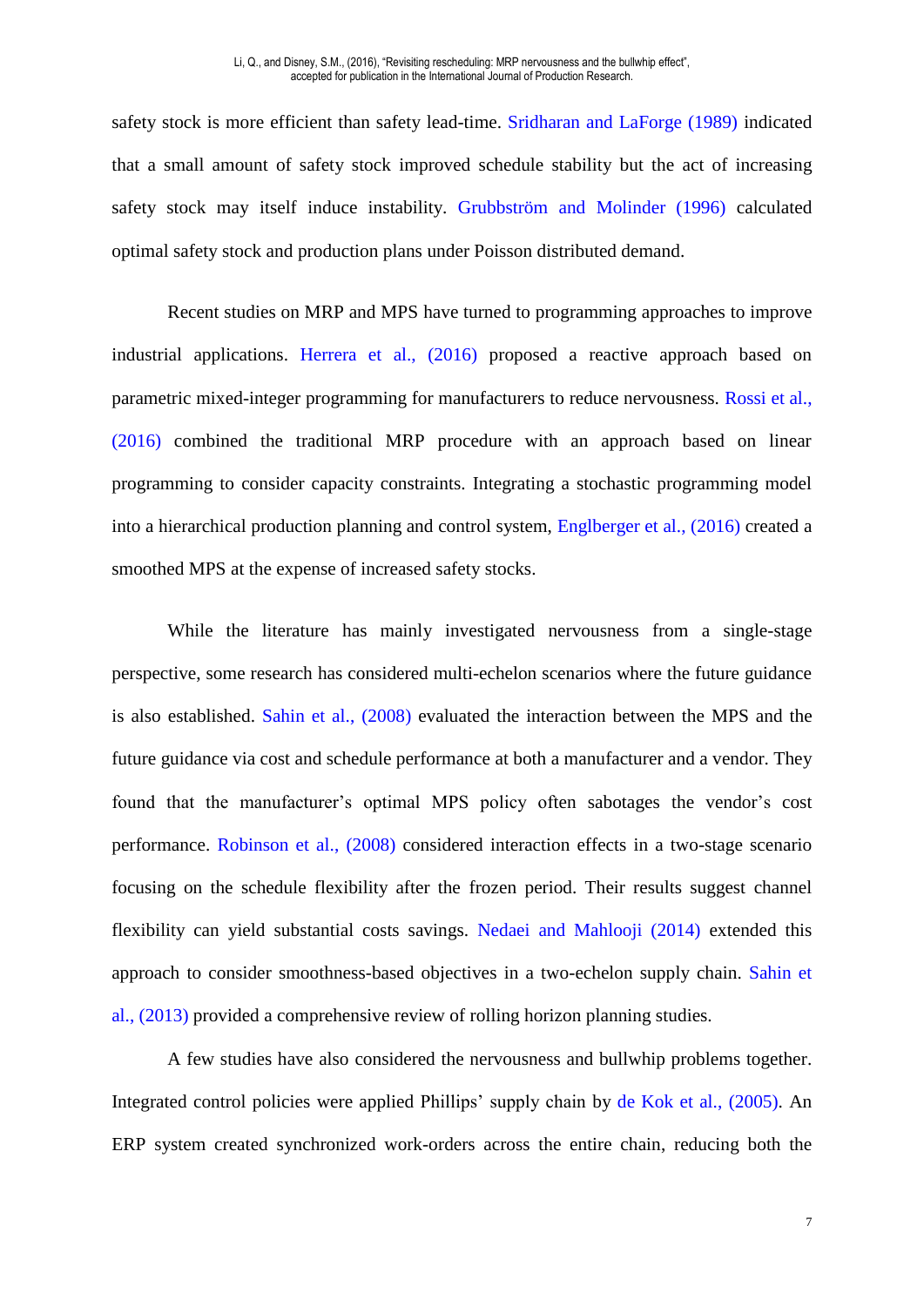safety stock is more efficient than safety lead-time. Sridharan and LaForge (1989) indicated that a small amount of safety stock improved schedule stability but the act of increasing safety stock may itself induce instability. Grubbström and Molinder (1996) calculated optimal safety stock and production plans under Poisson distributed demand.

Recent studies on MRP and MPS have turned to programming approaches to improve industrial applications. Herrera et al., (2016) proposed a reactive approach based on parametric mixed-integer programming for manufacturers to reduce nervousness. Rossi et al., (2016) combined the traditional MRP procedure with an approach based on linear programming to consider capacity constraints. Integrating a stochastic programming model into a hierarchical production planning and control system, Englberger et al., (2016) created a smoothed MPS at the expense of increased safety stocks.

While the literature has mainly investigated nervousness from a single-stage perspective, some research has considered multi-echelon scenarios where the future guidance is also established. Sahin et al., (2008) evaluated the interaction between the MPS and the future guidance via cost and schedule performance at both a manufacturer and a vendor. They found that the manufacturer's optimal MPS policy often sabotages the vendor's cost performance. Robinson et al., (2008) considered interaction effects in a two-stage scenario focusing on the schedule flexibility after the frozen period. Their results suggest channel flexibility can yield substantial costs savings. Nedaei and Mahlooji (2014) extended this approach to consider smoothness-based objectives in a two-echelon supply chain. Sahin et al., (2013) provided a comprehensive review of rolling horizon planning studies.

A few studies have also considered the nervousness and bullwhip problems together. Integrated control policies were applied Phillips' supply chain by de Kok et al., (2005). An ERP system created synchronized work-orders across the entire chain, reducing both the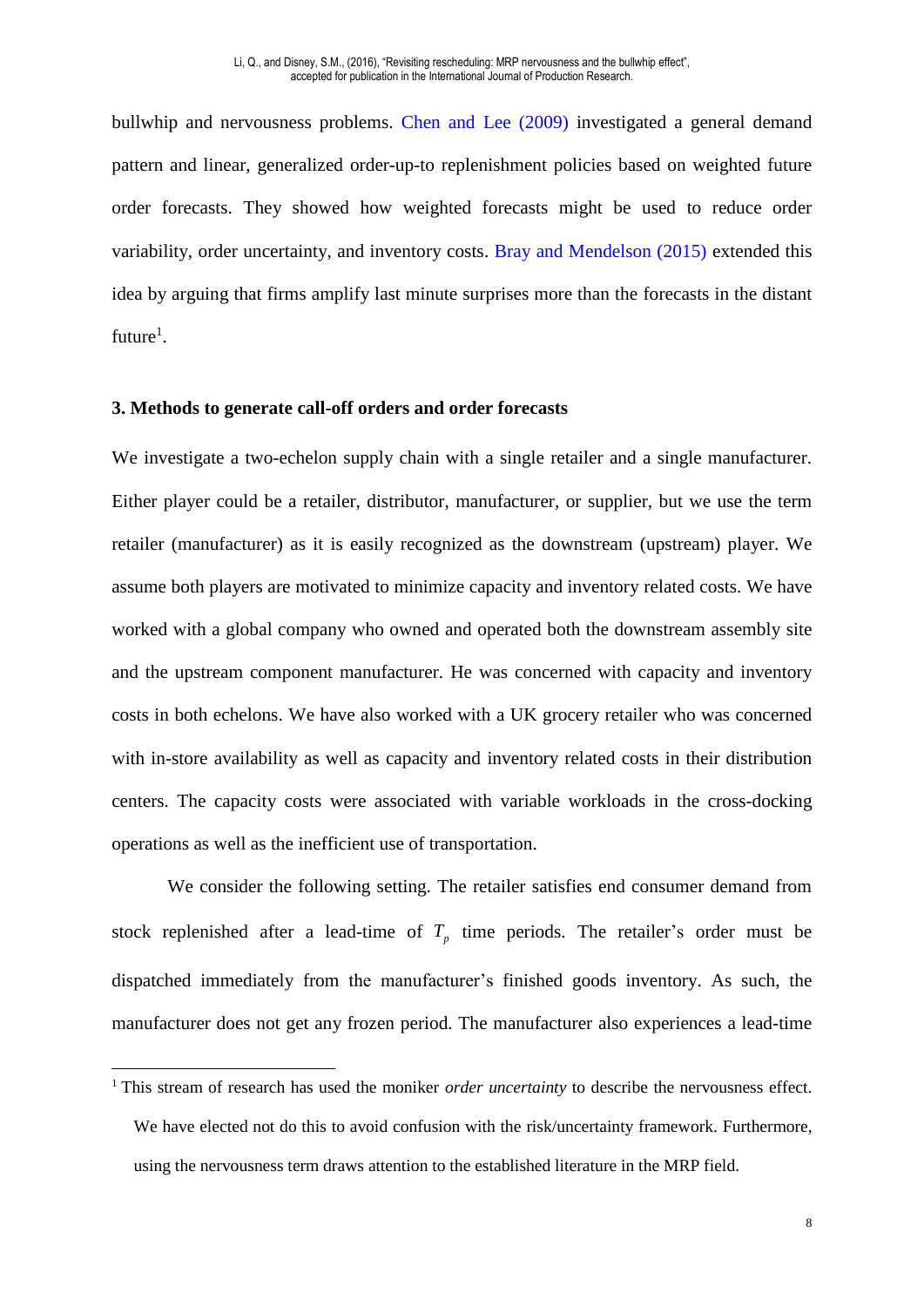bullwhip and nervousness problems. Chen and Lee (2009) investigated a general demand pattern and linear, generalized order-up-to replenishment policies based on weighted future order forecasts. They showed how weighted forecasts might be used to reduce order variability, order uncertainty, and inventory costs. Bray and Mendelson (2015) extended this idea by arguing that firms amplify last minute surprises more than the forecasts in the distant future[1].

### 3. Methods to generate call-off orders and order forecasts

We investigate a two-echelon supply chain with a single retailer and a single manufacturer. Either player could be a retailer, distributor, manufacturer, or supplier, but we use the term retailer (manufacturer) as it is easily recognized as the downstream (upstream) player. We assume both players are motivated to minimize capacity and inventory related costs. We have worked with a global company who owned and operated both the downstream assembly site and the upstream component manufacturer. He was concerned with capacity and inventory costs in both echelons. We have also worked with a UK grocery retailer who was concerned with in-store availability as well as capacity and inventory related costs in their distribution centers. The capacity costs were associated with variable workloads in the cross-docking operations as well as the inefficient use of transportation.

We consider the following setting. The retailer satisfies end consumer demand from stock replenished after a lead-time of $T_p$ time periods. The retailer's order must be dispatched immediately from the manufacturer's finished goods inventory. As such, the manufacturer does not get any frozen period. The manufacturer also experiences a lead-time

---

[1] This stream of research has used the moniker *order uncertainty* to describe the nervousness effect. We have elected not do this to avoid confusion with the risk/uncertainty framework. Furthermore, using the nervousness term draws attention to the established literature in the MRP field.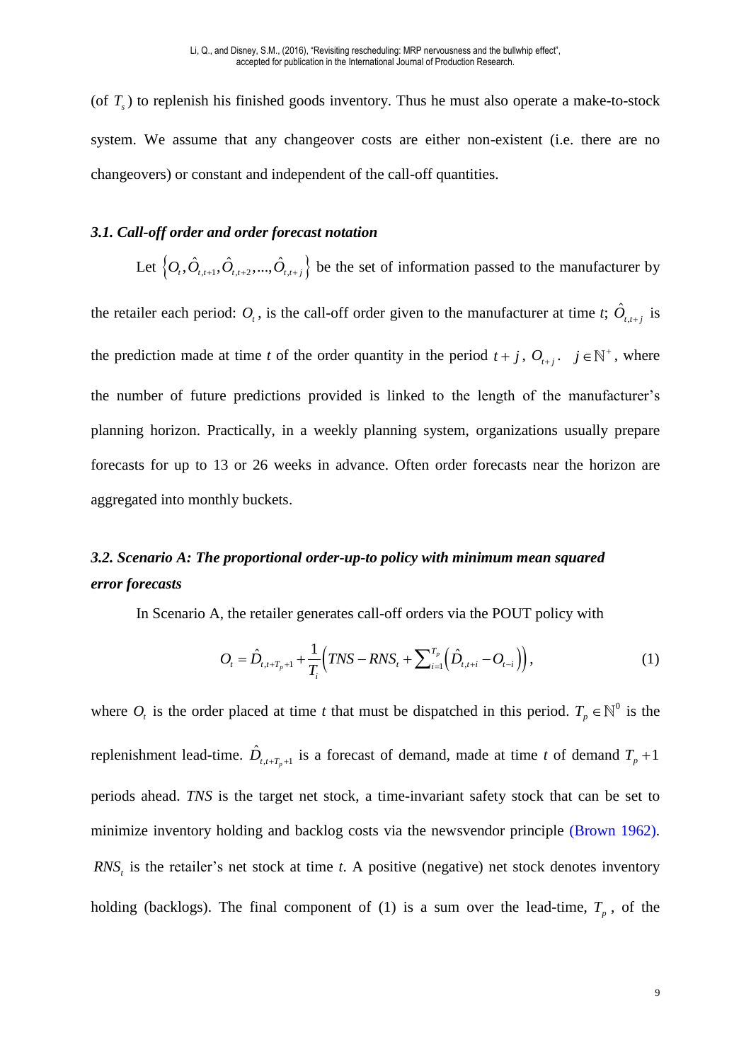(of $T_s$) to replenish his finished goods inventory. Thus he must also operate a make-to-stock system. We assume that any changeover costs are either non-existent (i.e. there are no changeovers) or constant and independent of the call-off quantities.

### *3.1. Call-off order and order forecast notation*

Let $\left\{O_t, \hat{O}_{t,t+1}, \hat{O}_{t,t+2}, ..., \hat{O}_{t,t+j}\right\}$ be the set of information passed to the manufacturer by the retailer each period: $O_t$, is the call-off order given to the manufacturer at time *t*; $\hat{O}_{t,t+j}$ is the prediction made at time *t* of the order quantity in the period $t+j$, $O_{t+j}$. $j \in \mathbb{N}^+$, where the number of future predictions provided is linked to the length of the manufacturer's planning horizon. Practically, in a weekly planning system, organizations usually prepare forecasts for up to 13 or 26 weeks in advance. Often order forecasts near the horizon are aggregated into monthly buckets.

### *3.2. Scenario A: The proportional order-up-to policy with minimum mean squared error forecasts*

In Scenario A, the retailer generates call-off orders via the POUT policy with

$$O_t = \hat{D}_{t,t+T_p+1} + \frac{1}{T_i}\left(TNS - RNS_t + \sum\nolimits_{i=1}^{T_p}\left(\hat{D}_{t,t+i} - O_{t-i}\right)\right), \tag{1}$$

where $O_t$ is the order placed at time *t* that must be dispatched in this period. $T_p \in \mathbb{N}^0$ is the replenishment lead-time. $\hat{D}_{t,t+T_p+1}$ is a forecast of demand, made at time *t* of demand $T_p+1$ periods ahead. *TNS* is the target net stock, a time-invariant safety stock that can be set to minimize inventory holding and backlog costs via the newsvendor principle (Brown 1962). $RNS_t$ is the retailer's net stock at time *t*. A positive (negative) net stock denotes inventory holding (backlogs). The final component of (1) is a sum over the lead-time, $T_p$, of the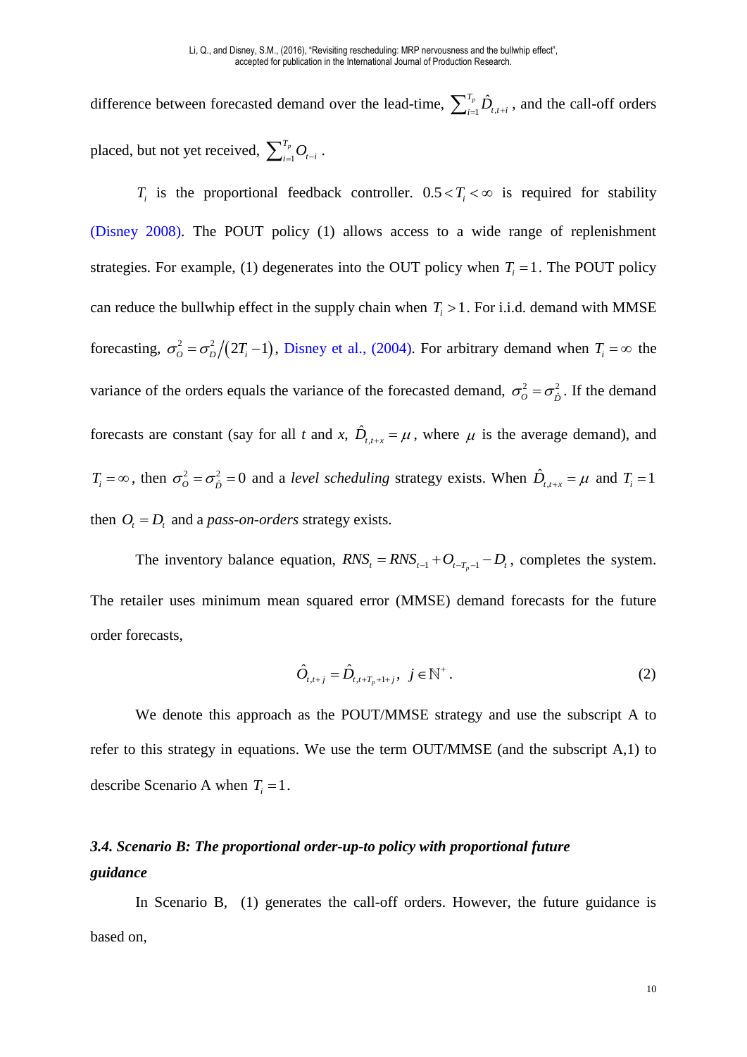difference between forecasted demand over the lead-time, $\sum_{i=1}^{T_p} \hat{D}_{t,t+i}$, and the call-off orders placed, but not yet received, $\sum_{i=1}^{T_p} O_{t-i}$.

$T_i$ is the proportional feedback controller. $0.5 < T_i < \infty$ is required for stability (Disney 2008). The POUT policy (1) allows access to a wide range of replenishment strategies. For example, (1) degenerates into the OUT policy when $T_i = 1$. The POUT policy can reduce the bullwhip effect in the supply chain when $T_i > 1$. For i.i.d. demand with MMSE forecasting, $\sigma_O^2 = \sigma_D^2 / (2T_i - 1)$, Disney et al., (2004). For arbitrary demand when $T_i = \infty$ the variance of the orders equals the variance of the forecasted demand, $\sigma_O^2 = \sigma_{\hat{D}}^2$. If the demand forecasts are constant (say for all *t* and *x*, $\hat{D}_{t,t+x} = \mu$, where $\mu$ is the average demand), and $T_i = \infty$, then $\sigma_O^2 = \sigma_{\hat{D}}^2 = 0$ and a *level scheduling* strategy exists. When $\hat{D}_{t,t+x} = \mu$ and $T_i = 1$ then $O_t = D_t$ and a *pass-on-orders* strategy exists.

The inventory balance equation, $RNS_t = RNS_{t-1} + O_{t-T_p-1} - D_t$, completes the system. The retailer uses minimum mean squared error (MMSE) demand forecasts for the future order forecasts,

$$\hat{O}_{t,t+j} = \hat{D}_{t,t+T_p+1+j}, \;\; j \in \mathbb{N}^+. \tag{2}$$

We denote this approach as the POUT/MMSE strategy and use the subscript A to refer to this strategy in equations. We use the term OUT/MMSE (and the subscript A,1) to describe Scenario A when $T_i = 1$.

### *3.4. Scenario B: The proportional order-up-to policy with proportional future guidance*

In Scenario B, (1) generates the call-off orders. However, the future guidance is based on,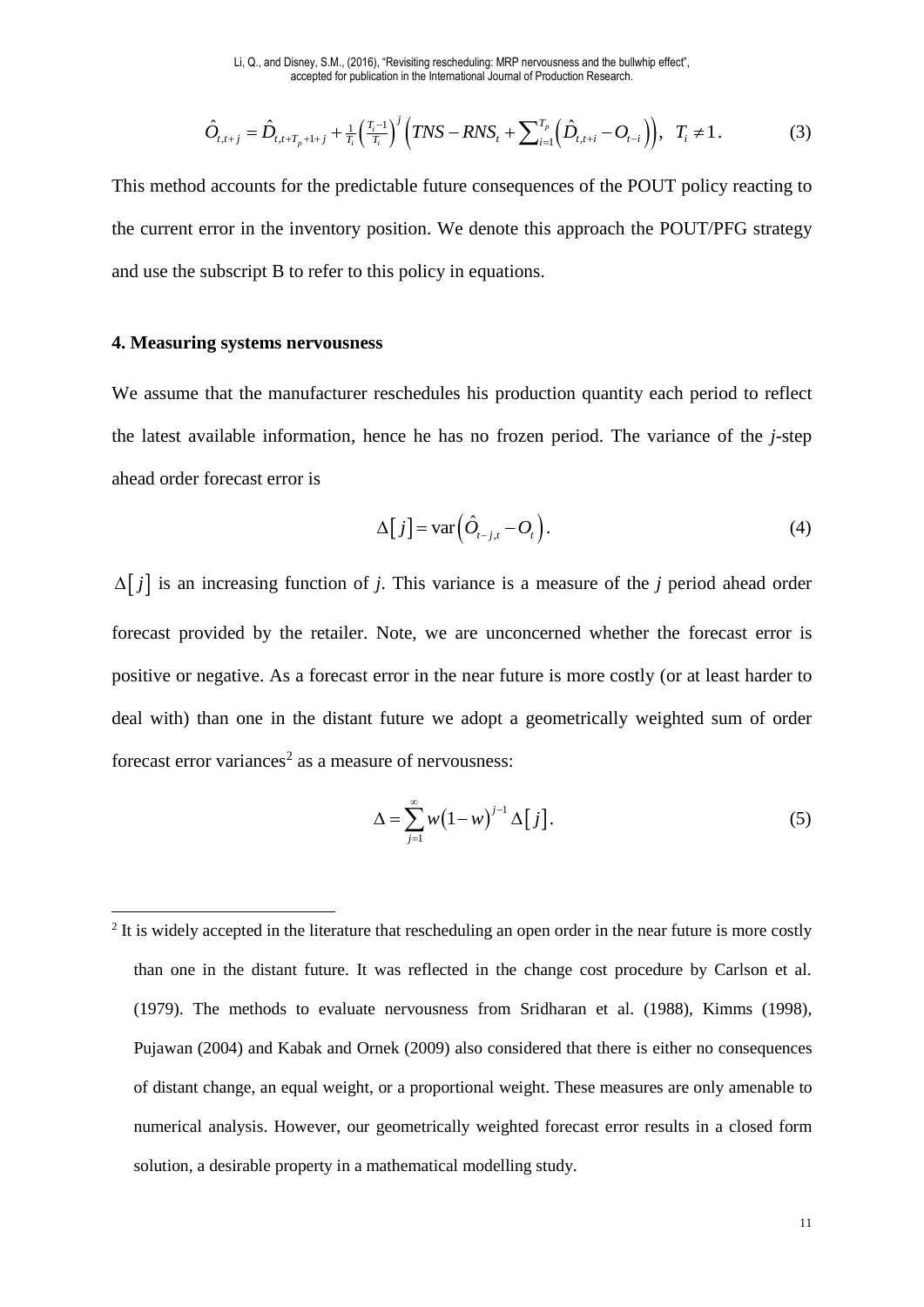$$\hat{O}_{t,t+j} = \hat{D}_{t,t+T_p+1+j} + \tfrac{1}{T_i}\left(\tfrac{T_i-1}{T_i}\right)^j \left(TNS - RNS_t + \sum\nolimits_{i=1}^{T_p}\left(\hat{D}_{t,t+i} - O_{t-i}\right)\right), \;\; T_i \neq 1. \tag{3}$$

This method accounts for the predictable future consequences of the POUT policy reacting to the current error in the inventory position. We denote this approach the POUT/PFG strategy and use the subscript B to refer to this policy in equations.

### 4. Measuring systems nervousness

We assume that the manufacturer reschedules his production quantity each period to reflect the latest available information, hence he has no frozen period. The variance of the *j*-step ahead order forecast error is

$$\Delta[j] = \text{var}\left(\hat{O}_{t-j,t} - O_t\right). \tag{4}$$

$\Delta[j]$ is an increasing function of *j*. This variance is a measure of the *j* period ahead order forecast provided by the retailer. Note, we are unconcerned whether the forecast error is positive or negative. As a forecast error in the near future is more costly (or at least harder to deal with) than one in the distant future we adopt a geometrically weighted sum of order forecast error variances[2] as a measure of nervousness:

$$\Delta = \sum_{j=1}^{\infty} w(1-w)^{j-1} \Delta[j]. \tag{5}$$

[2] It is widely accepted in the literature that rescheduling an open order in the near future is more costly than one in the distant future. It was reflected in the change cost procedure by Carlson et al. (1979). The methods to evaluate nervousness from Sridharan et al. (1988), Kimms (1998), Pujawan (2004) and Kabak and Ornek (2009) also considered that there is either no consequences of distant change, an equal weight, or a proportional weight. These measures are only amenable to numerical analysis. However, our geometrically weighted forecast error results in a closed form solution, a desirable property in a mathematical modelling study.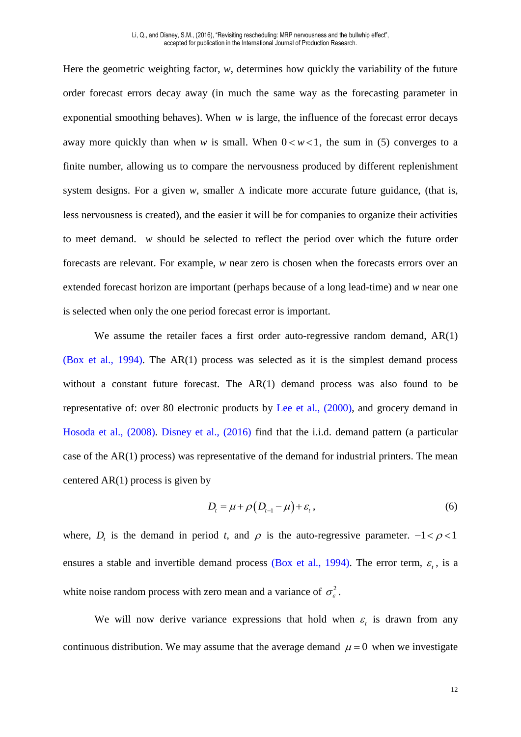Here the geometric weighting factor, $w$, determines how quickly the variability of the future order forecast errors decay away (in much the same way as the forecasting parameter in exponential smoothing behaves). When $w$ is large, the influence of the forecast error decays away more quickly than when $w$ is small. When $0 < w < 1$, the sum in (5) converges to a finite number, allowing us to compare the nervousness produced by different replenishment system designs. For a given $w$, smaller $\Delta$ indicate more accurate future guidance, (that is, less nervousness is created), and the easier it will be for companies to organize their activities to meet demand. $w$ should be selected to reflect the period over which the future order forecasts are relevant. For example, $w$ near zero is chosen when the forecasts errors over an extended forecast horizon are important (perhaps because of a long lead-time) and $w$ near one is selected when only the one period forecast error is important.

We assume the retailer faces a first order auto-regressive random demand, AR(1) (Box et al., 1994). The AR(1) process was selected as it is the simplest demand process without a constant future forecast. The AR(1) demand process was also found to be representative of: over 80 electronic products by Lee et al., (2000), and grocery demand in Hosoda et al., (2008). Disney et al., (2016) find that the i.i.d. demand pattern (a particular case of the AR(1) process) was representative of the demand for industrial printers. The mean centered AR(1) process is given by

$$D_t = \mu + \rho\left(D_{t-1} - \mu\right) + \varepsilon_t, \tag{6}$$

where, $D_t$ is the demand in period $t$, and $\rho$ is the auto-regressive parameter. $-1 < \rho < 1$ ensures a stable and invertible demand process (Box et al., 1994). The error term, $\varepsilon_t$, is a white noise random process with zero mean and a variance of $\sigma_\varepsilon^2$.

We will now derive variance expressions that hold when $\varepsilon_t$ is drawn from any continuous distribution. We may assume that the average demand $\mu = 0$ when we investigate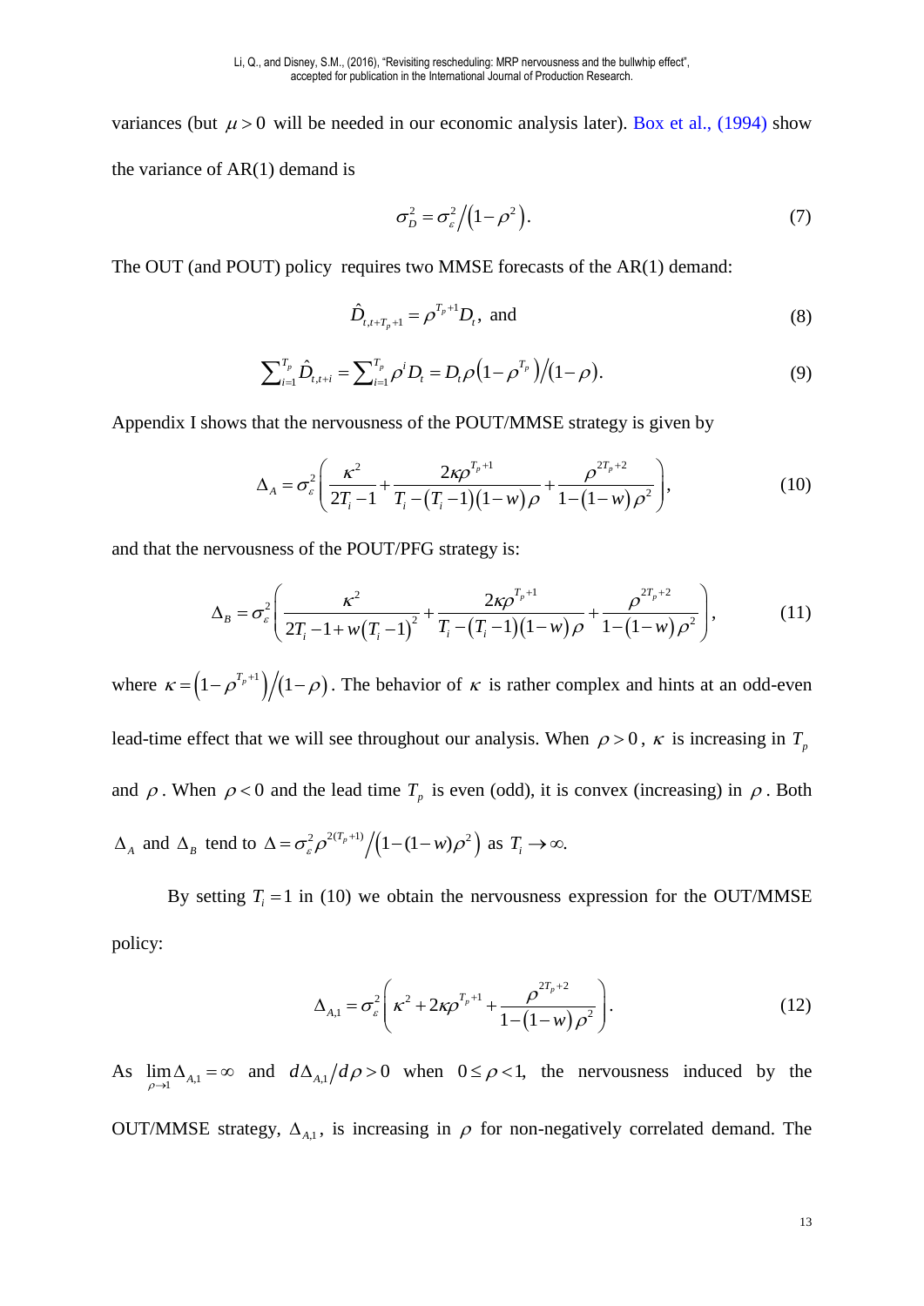variances (but $\mu > 0$ will be needed in our economic analysis later). Box et al., (1994) show the variance of AR(1) demand is

$$\sigma_D^2 = \sigma_\varepsilon^2 \big/ \left(1-\rho^2\right). \tag{7}$$

The OUT (and POUT) policy requires two MMSE forecasts of the AR(1) demand:

$$\hat{D}_{t,t+T_p+1} = \rho^{T_p+1} D_t, \text{ and} \tag{8}$$

$$\sum_{i=1}^{T_p} \hat{D}_{t,t+i} = \sum_{i=1}^{T_p} \rho^i D_t = D_t \rho \left(1-\rho^{T_p}\right) \big/ (1-\rho). \tag{9}$$

Appendix I shows that the nervousness of the POUT/MMSE strategy is given by

$$\Delta_A = \sigma_\varepsilon^2 \left( \frac{\kappa^2}{2T_i - 1} + \frac{2\kappa \rho^{T_p+1}}{T_i - (T_i - 1)(1-w)\rho} + \frac{\rho^{2T_p+2}}{1-(1-w)\rho^2} \right), \tag{10}$$

and that the nervousness of the POUT/PFG strategy is:

$$\Delta_B = \sigma_\varepsilon^2 \left( \frac{\kappa^2}{2T_i - 1 + w(T_i - 1)^2} + \frac{2\kappa \rho^{T_p+1}}{T_i - (T_i - 1)(1-w)\rho} + \frac{\rho^{2T_p+2}}{1-(1-w)\rho^2} \right), \tag{11}$$

where $\kappa = \left(1-\rho^{T_p+1}\right)\big/(1-\rho)$. The behavior of $\kappa$ is rather complex and hints at an odd-even lead-time effect that we will see throughout our analysis. When $\rho > 0$, $\kappa$ is increasing in $T_p$ and $\rho$. When $\rho < 0$ and the lead time $T_p$ is even (odd), it is convex (increasing) in $\rho$. Both $\Delta_A$ and $\Delta_B$ tend to $\Delta = \sigma_\varepsilon^2 \rho^{2(T_p+1)} \big/ \left(1-(1-w)\rho^2\right)$ as $T_i \to \infty$.

By setting $T_i = 1$ in (10) we obtain the nervousness expression for the OUT/MMSE policy:

$$\Delta_{A,1} = \sigma_\varepsilon^2 \left( \kappa^2 + 2\kappa\rho^{T_p+1} + \frac{\rho^{2T_p+2}}{1-(1-w)\rho^2} \right). \tag{12}$$

As $\lim_{\rho \to 1} \Delta_{A,1} = \infty$ and $d\Delta_{A,1}/d\rho > 0$ when $0 \le \rho < 1$, the nervousness induced by the OUT/MMSE strategy, $\Delta_{A,1}$, is increasing in $\rho$ for non-negatively correlated demand. The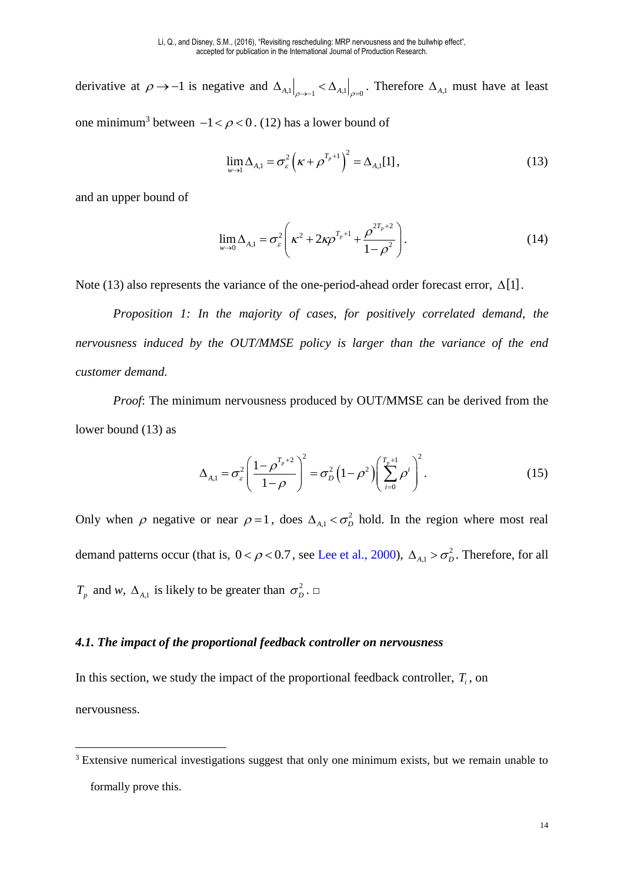derivative at $\rho \to -1$ is negative and $\Delta_{A,1}\big|_{\rho \to -1} < \Delta_{A,1}\big|_{\rho=0}$. Therefore $\Delta_{A,1}$ must have at least one minimum[3] between $-1 < \rho < 0$. (12) has a lower bound of

$$\lim_{w \to 1} \Delta_{A,1} = \sigma_\varepsilon^2 \left( \kappa + \rho^{T_p+1} \right)^2 = \Delta_{A,1}[1], \tag{13}$$

and an upper bound of

$$\lim_{w \to 0} \Delta_{A,1} = \sigma_\varepsilon^2 \left( \kappa^2 + 2\kappa\rho^{T_p+1} + \frac{\rho^{2T_p+2}}{1-\rho^2} \right). \tag{14}$$

Note (13) also represents the variance of the one-period-ahead order forecast error, $\Delta[1]$.

*Proposition 1: In the majority of cases, for positively correlated demand, the nervousness induced by the OUT/MMSE policy is larger than the variance of the end customer demand.*

*Proof*: The minimum nervousness produced by OUT/MMSE can be derived from the lower bound (13) as

$$\Delta_{A,1} = \sigma_\varepsilon^2 \left( \frac{1-\rho^{T_p+2}}{1-\rho} \right)^2 = \sigma_D^2 \left(1-\rho^2\right) \left( \sum_{i=0}^{T_p+1} \rho^i \right)^2. \tag{15}$$

Only when $\rho$ negative or near $\rho = 1$, does $\Delta_{A,1} < \sigma_D^2$ hold. In the region where most real demand patterns occur (that is, $0 < \rho < 0.7$, see Lee et al., 2000), $\Delta_{A,1} > \sigma_D^2$. Therefore, for all $T_p$ and *w*, $\Delta_{A,1}$ is likely to be greater than $\sigma_D^2$. □

### *4.1. The impact of the proportional feedback controller on nervousness*

In this section, we study the impact of the proportional feedback controller, $T_i$, on nervousness.

---

[3] Extensive numerical investigations suggest that only one minimum exists, but we remain unable to formally prove this.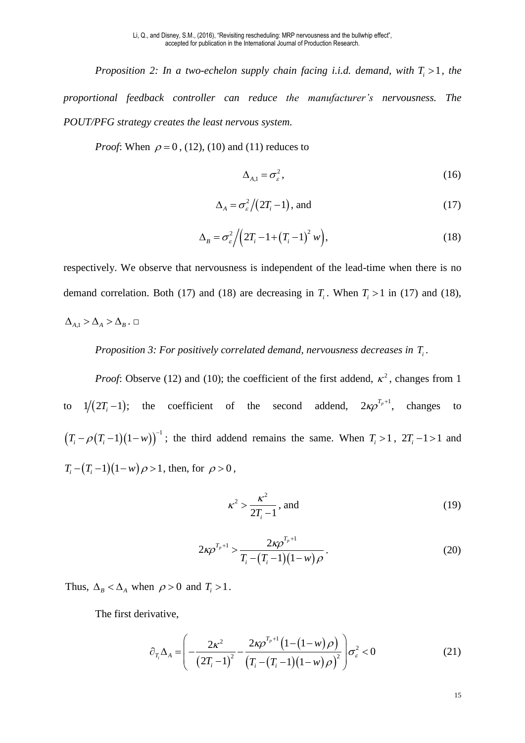*Proposition 2: In a two-echelon supply chain facing i.i.d. demand, with $T_i > 1$, the proportional feedback controller can reduce the manufacturer's nervousness. The POUT/PFG strategy creates the least nervous system.*

*Proof*: When $\rho = 0$, (12), (10) and (11) reduces to

$$\Delta_{A,1} = \sigma_\varepsilon^2, \tag{16}$$

$$\Delta_A = \sigma_\varepsilon^2 \big/ \left(2T_i - 1\right), \text{ and} \tag{17}$$

$$\Delta_B = \sigma_\varepsilon^2 \Big/ \left(2T_i - 1 + \left(T_i - 1\right)^2 w\right), \tag{18}$$

respectively. We observe that nervousness is independent of the lead-time when there is no demand correlation. Both (17) and (18) are decreasing in $T_i$. When $T_i > 1$ in (17) and (18), $\Delta_{A,1} > \Delta_A > \Delta_B$. □

*Proposition 3: For positively correlated demand, nervousness decreases in $T_i$.*

*Proof*: Observe (12) and (10); the coefficient of the first addend, $\kappa^2$, changes from 1 to $1/\left(2T_i - 1\right)$; the coefficient of the second addend, $2\kappa\rho^{T_p+1}$, changes to $\left(T_i - \rho\left(T_i - 1\right)\left(1 - w\right)\right)^{-1}$; the third addend remains the same. When $T_i > 1$, $2T_i - 1 > 1$ and $T_i - \left(T_i - 1\right)\left(1 - w\right)\rho > 1$, then, for $\rho > 0$,

$$\kappa^2 > \frac{\kappa^2}{2T_i - 1}, \text{ and} \tag{19}$$

$$2\kappa\rho^{T_p+1} > \frac{2\kappa\rho^{T_p+1}}{T_i - \left(T_i - 1\right)\left(1 - w\right)\rho}. \tag{20}$$

Thus, $\Delta_B < \Delta_A$ when $\rho > 0$ and $T_i > 1$.

The first derivative,

$$\partial_{T_i}\Delta_A = \left( -\frac{2\kappa^2}{\left(2T_i - 1\right)^2} - \frac{2\kappa\rho^{T_p+1}\left(1 - \left(1 - w\right)\rho\right)}{\left(T_i - \left(T_i - 1\right)\left(1 - w\right)\rho\right)^2} \right)\sigma_\varepsilon^2 < 0 \tag{21}$$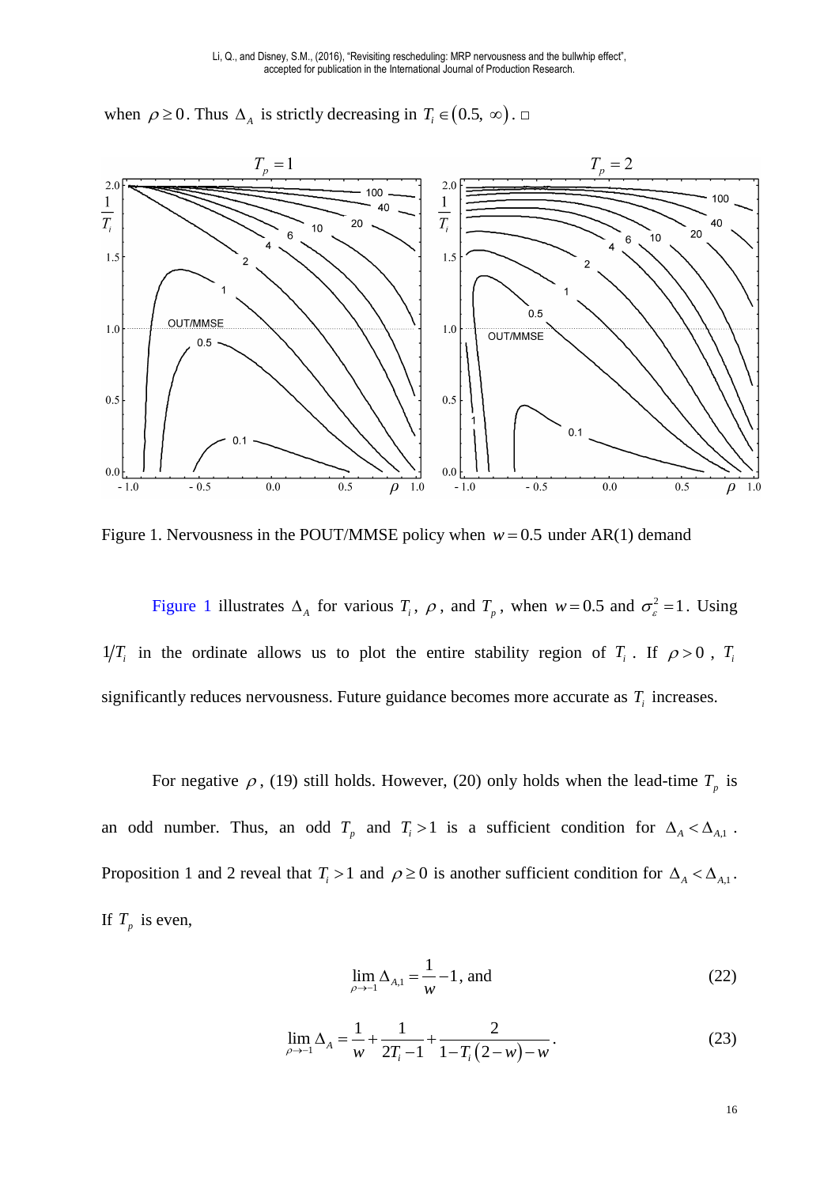when $\rho \geq 0$. Thus $\Delta_A$ is strictly decreasing in $T_i \in (0.5, \infty)$. □

Figure 1. Nervousness in the POUT/MMSE policy when $w = 0.5$ under AR(1) demand

Figure 1 illustrates $\Delta_A$ for various $T_i$, $\rho$, and $T_p$, when $w = 0.5$ and $\sigma_\varepsilon^2 = 1$. Using $1/T_i$ in the ordinate allows us to plot the entire stability region of $T_i$. If $\rho > 0$, $T_i$ significantly reduces nervousness. Future guidance becomes more accurate as $T_i$ increases.

For negative $\rho$, (19) still holds. However, (20) only holds when the lead-time $T_p$ is an odd number. Thus, an odd $T_p$ and $T_i > 1$ is a sufficient condition for $\Delta_A < \Delta_{A,1}$. Proposition 1 and 2 reveal that $T_i > 1$ and $\rho \geq 0$ is another sufficient condition for $\Delta_A < \Delta_{A,1}$. If $T_p$ is even,

$$\lim_{\rho \to -1} \Delta_{A,1} = \frac{1}{w} - 1, \text{ and} \tag{22}$$

$$\lim_{\rho \to -1} \Delta_A = \frac{1}{w} + \frac{1}{2T_i - 1} + \frac{2}{1 - T_i(2 - w) - w}. \tag{23}$$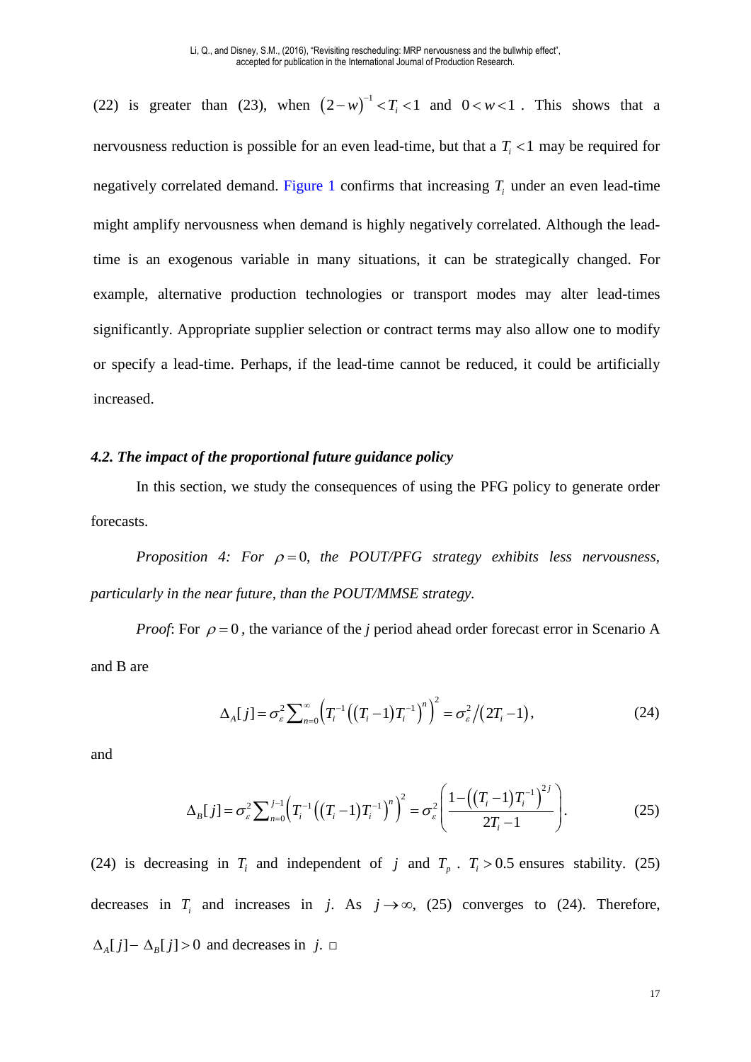(22) is greater than (23), when $(2-w)^{-1} < T_i < 1$ and $0 < w < 1$. This shows that a nervousness reduction is possible for an even lead-time, but that a $T_i < 1$ may be required for negatively correlated demand. Figure 1 confirms that increasing $T_i$ under an even lead-time might amplify nervousness when demand is highly negatively correlated. Although the lead-time is an exogenous variable in many situations, it can be strategically changed. For example, alternative production technologies or transport modes may alter lead-times significantly. Appropriate supplier selection or contract terms may also allow one to modify or specify a lead-time. Perhaps, if the lead-time cannot be reduced, it could be artificially increased.

### *4.2. The impact of the proportional future guidance policy*

In this section, we study the consequences of using the PFG policy to generate order forecasts.

*Proposition 4: For $\rho = 0$, the POUT/PFG strategy exhibits less nervousness, particularly in the near future, than the POUT/MMSE strategy.*

*Proof*: For $\rho = 0$, the variance of the *j* period ahead order forecast error in Scenario A and B are

$$\Delta_A[j] = \sigma_\varepsilon^2 \sum_{n=0}^{\infty} \left( T_i^{-1} \left( (T_i - 1) T_i^{-1} \right)^n \right)^2 = \sigma_\varepsilon^2 / (2T_i - 1), \tag{24}$$

and

$$\Delta_B[j] = \sigma_\varepsilon^2 \sum_{n=0}^{j-1} \left( T_i^{-1} \left( (T_i - 1) T_i^{-1} \right)^n \right)^2 = \sigma_\varepsilon^2 \left( \frac{1 - \left( (T_i - 1) T_i^{-1} \right)^{2j}}{2T_i - 1} \right). \tag{25}$$

(24) is decreasing in $T_i$ and independent of $j$ and $T_p$. $T_i > 0.5$ ensures stability. (25) decreases in $T_i$ and increases in *j*. As $j \to \infty$, (25) converges to (24). Therefore, $\Delta_A[j] - \Delta_B[j] > 0$ and decreases in *j*. □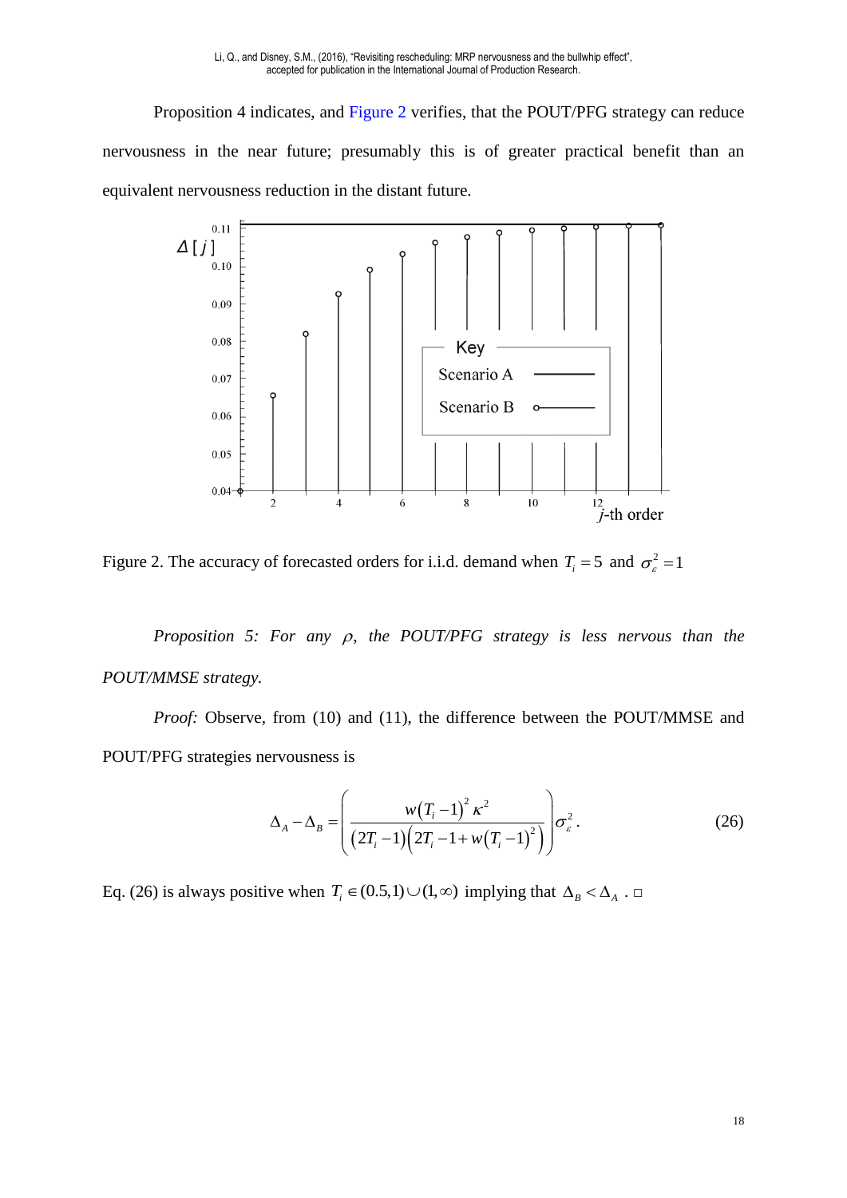Proposition 4 indicates, and Figure 2 verifies, that the POUT/PFG strategy can reduce nervousness in the near future; presumably this is of greater practical benefit than an equivalent nervousness reduction in the distant future.

Figure 2. The accuracy of forecasted orders for i.i.d. demand when $T_i = 5$ and $\sigma_\varepsilon^2 = 1$

*Proposition 5: For any $\rho$, the POUT/PFG strategy is less nervous than the POUT/MMSE strategy.*

*Proof:* Observe, from (10) and (11), the difference between the POUT/MMSE and POUT/PFG strategies nervousness is

$$\Delta_A - \Delta_B = \left( \frac{w(T_i - 1)^2 \kappa^2}{(2T_i - 1)\left(2T_i - 1 + w(T_i - 1)^2\right)} \right) \sigma_\varepsilon^2 . \tag{26}$$

Eq. (26) is always positive when $T_i \in (0.5, 1) \cup (1, \infty)$ implying that $\Delta_B < \Delta_A$ . □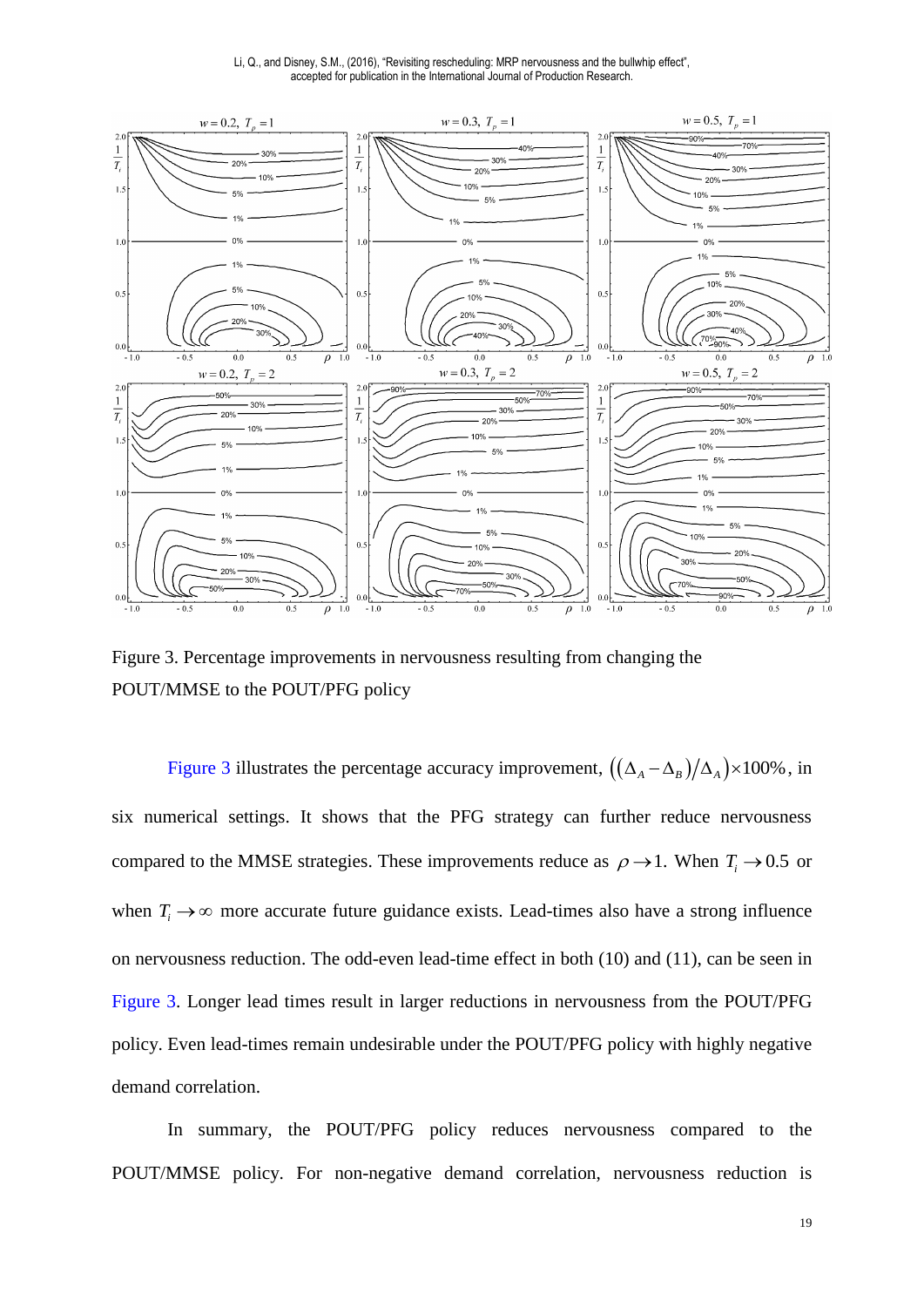Figure 3. Percentage improvements in nervousness resulting from changing the POUT/MMSE to the POUT/PFG policy

Figure 3 illustrates the percentage accuracy improvement, $\left((\Delta_A - \Delta_B)/\Delta_A\right) \times 100\%$, in six numerical settings. It shows that the PFG strategy can further reduce nervousness compared to the MMSE strategies. These improvements reduce as $\rho \to 1$. When $T_i \to 0.5$ or when $T_i \to \infty$ more accurate future guidance exists. Lead-times also have a strong influence on nervousness reduction. The odd-even lead-time effect in both (10) and (11), can be seen in Figure 3. Longer lead times result in larger reductions in nervousness from the POUT/PFG policy. Even lead-times remain undesirable under the POUT/PFG policy with highly negative demand correlation.

In summary, the POUT/PFG policy reduces nervousness compared to the POUT/MMSE policy. For non-negative demand correlation, nervousness reduction is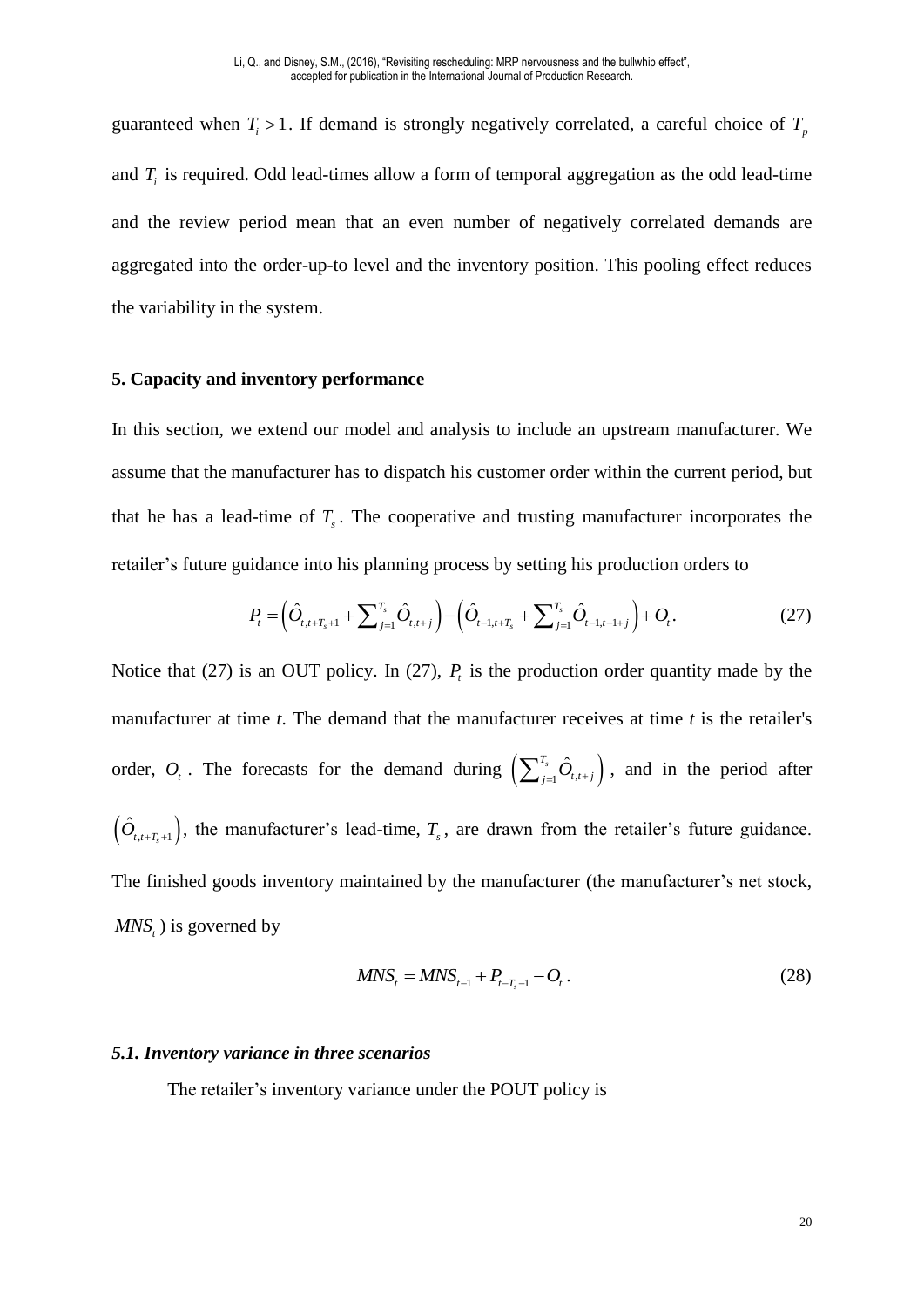guaranteed when $T_i > 1$. If demand is strongly negatively correlated, a careful choice of $T_p$ and $T_i$ is required. Odd lead-times allow a form of temporal aggregation as the odd lead-time and the review period mean that an even number of negatively correlated demands are aggregated into the order-up-to level and the inventory position. This pooling effect reduces the variability in the system.

## 5. Capacity and inventory performance

In this section, we extend our model and analysis to include an upstream manufacturer. We assume that the manufacturer has to dispatch his customer order within the current period, but that he has a lead-time of $T_s$. The cooperative and trusting manufacturer incorporates the retailer's future guidance into his planning process by setting his production orders to

$$P_t = \left(\hat{O}_{t,t+T_s+1} + \sum_{j=1}^{T_s} \hat{O}_{t,t+j}\right) - \left(\hat{O}_{t-1,t+T_s} + \sum_{j=1}^{T_s} \hat{O}_{t-1,t-1+j}\right) + O_t. \tag{27}$$

Notice that (27) is an OUT policy. In (27), $P_t$ is the production order quantity made by the manufacturer at time *t*. The demand that the manufacturer receives at time *t* is the retailer's order, $O_t$. The forecasts for the demand during $\left(\sum_{j=1}^{T_s} \hat{O}_{t,t+j}\right)$, and in the period after $\left(\hat{O}_{t,t+T_s+1}\right)$, the manufacturer's lead-time, $T_s$, are drawn from the retailer's future guidance. The finished goods inventory maintained by the manufacturer (the manufacturer's net stock, $MNS_t$) is governed by

$$MNS_t = MNS_{t-1} + P_{t-T_s-1} - O_t. \tag{28}$$

### *5.1. Inventory variance in three scenarios*

The retailer's inventory variance under the POUT policy is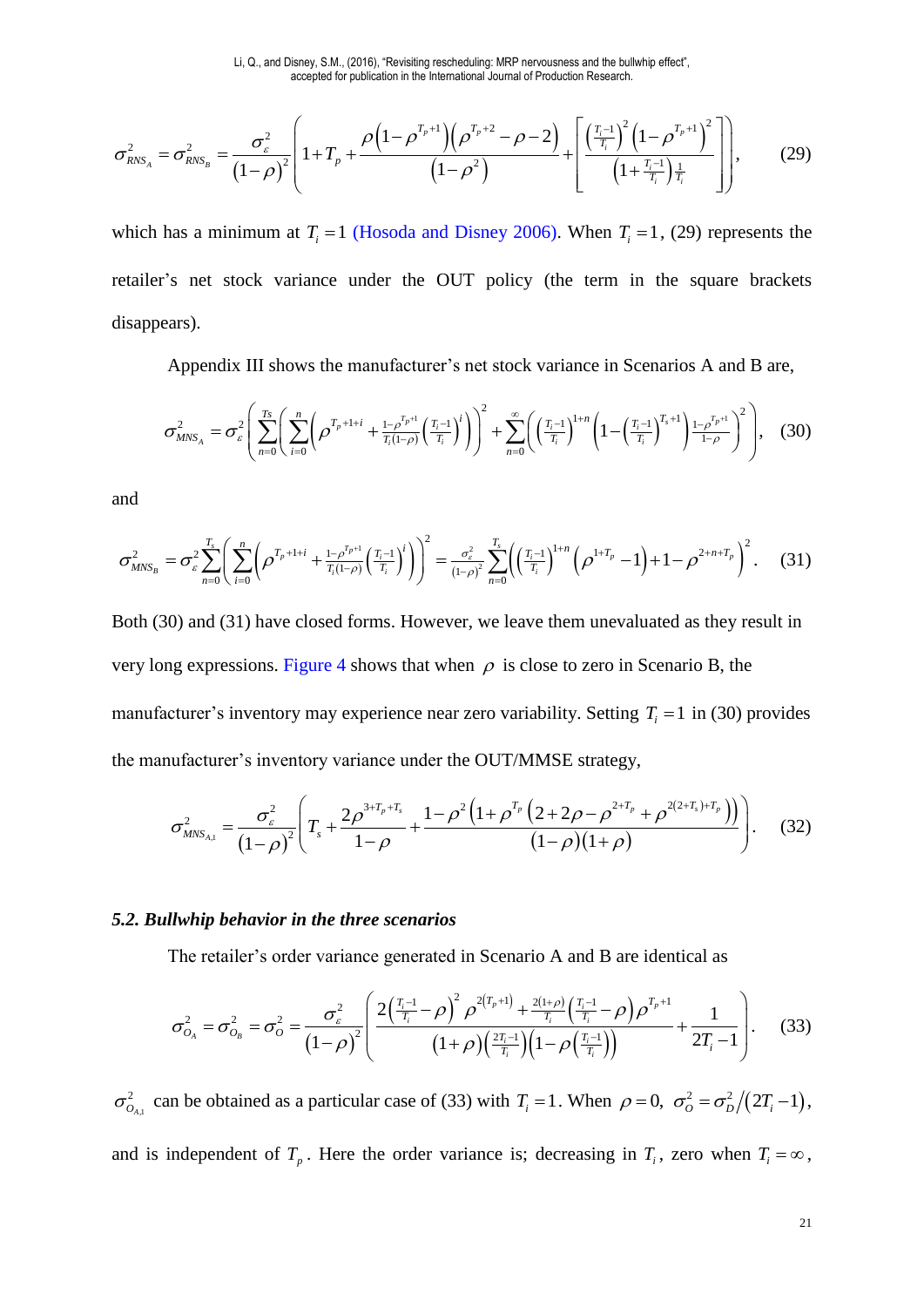$$\sigma^2_{RNS_A} = \sigma^2_{RNS_B} = \frac{\sigma^2_\varepsilon}{(1-\rho)^2}\left(1+T_p+\frac{\rho\left(1-\rho^{T_p+1}\right)\left(\rho^{T_p+2}-\rho-2\right)}{\left(1-\rho^2\right)}+\left[\frac{\left(\frac{T_i-1}{T_i}\right)^2\left(1-\rho^{T_p+1}\right)^2}{\left(1+\frac{T_i-1}{T_i}\right)\frac{1}{T_i}}\right]\right), \quad (29)$$

which has a minimum at $T_i = 1$ (Hosoda and Disney 2006). When $T_i = 1$, (29) represents the retailer's net stock variance under the OUT policy (the term in the square brackets disappears).

Appendix III shows the manufacturer's net stock variance in Scenarios A and B are,

$$\sigma^2_{MNS_A} = \sigma^2_\varepsilon\left(\sum_{n=0}^{Ts}\left(\sum_{i=0}^{n}\left(\rho^{T_p+1+i}+\tfrac{1-\rho^{T_p+1}}{T_i(1-\rho)}\left(\tfrac{T_i-1}{T_i}\right)^i\right)\right)^2+\sum_{n=0}^{\infty}\left(\left(\tfrac{T_i-1}{T_i}\right)^{1+n}\left(1-\left(\tfrac{T_i-1}{T_i}\right)^{T_s+1}\right)\tfrac{1-\rho^{T_p+1}}{1-\rho}\right)^2\right), \quad (30)$$

and

$$\sigma^2_{MNS_B} = \sigma^2_\varepsilon\sum_{n=0}^{T_s}\left(\sum_{i=0}^{n}\left(\rho^{T_p+1+i}+\tfrac{1-\rho^{T_p+1}}{T_i(1-\rho)}\left(\tfrac{T_i-1}{T_i}\right)^i\right)\right)^2 = \tfrac{\sigma^2_\varepsilon}{(1-\rho)^2}\sum_{n=0}^{T_s}\left(\left(\tfrac{T_i-1}{T_i}\right)^{1+n}\left(\rho^{1+T_p}-1\right)+1-\rho^{2+n+T_p}\right)^2. \quad (31)$$

Both (30) and (31) have closed forms. However, we leave them unevaluated as they result in very long expressions. Figure 4 shows that when $\rho$ is close to zero in Scenario B, the manufacturer's inventory may experience near zero variability. Setting $T_i = 1$ in (30) provides the manufacturer's inventory variance under the OUT/MMSE strategy,

$$\sigma^2_{MNS_{A,1}} = \frac{\sigma^2_\varepsilon}{(1-\rho)^2}\left(T_s+\frac{2\rho^{3+T_p+T_s}}{1-\rho}+\frac{1-\rho^2\left(1+\rho^{T_p}\left(2+2\rho-\rho^{2+T_p}+\rho^{2(2+T_s)+T_p}\right)\right)}{(1-\rho)(1+\rho)}\right). \quad (32)$$

### *5.2. Bullwhip behavior in the three scenarios*

The retailer's order variance generated in Scenario A and B are identical as

$$\sigma^2_{O_A} = \sigma^2_{O_B} = \sigma^2_O = \frac{\sigma^2_\varepsilon}{(1-\rho)^2}\left(\frac{2\left(\frac{T_i-1}{T_i}-\rho\right)^2\rho^{2(T_p+1)}+\frac{2(1+\rho)}{T_i}\left(\frac{T_i-1}{T_i}-\rho\right)\rho^{T_p+1}}{(1+\rho)\left(\frac{2T_i-1}{T_i}\right)\left(1-\rho\left(\frac{T_i-1}{T_i}\right)\right)}+\frac{1}{2T_i-1}\right). \quad (33)$$

$\sigma^2_{O_{A,1}}$ can be obtained as a particular case of (33) with $T_i = 1$. When $\rho = 0$, $\sigma^2_O = \sigma^2_D/(2T_i-1)$, and is independent of $T_p$. Here the order variance is; decreasing in $T_i$, zero when $T_i = \infty$,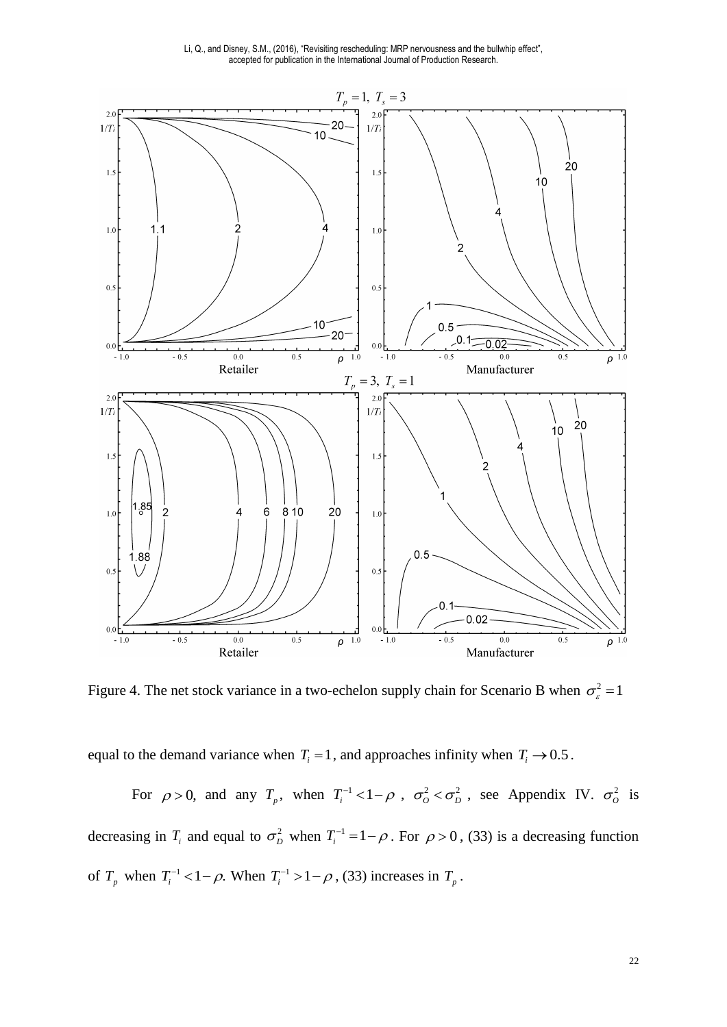Figure 4. The net stock variance in a two-echelon supply chain for Scenario B when $\sigma_\varepsilon^2 = 1$

equal to the demand variance when $T_i = 1$, and approaches infinity when $T_i \to 0.5$.

For $\rho > 0$, and any $T_p$, when $T_i^{-1} < 1-\rho$, $\sigma_O^2 < \sigma_D^2$, see Appendix IV. $\sigma_O^2$ is decreasing in $T_i$ and equal to $\sigma_D^2$ when $T_i^{-1} = 1-\rho$. For $\rho > 0$, (33) is a decreasing function of $T_p$ when $T_i^{-1} < 1-\rho$. When $T_i^{-1} > 1-\rho$, (33) increases in $T_p$.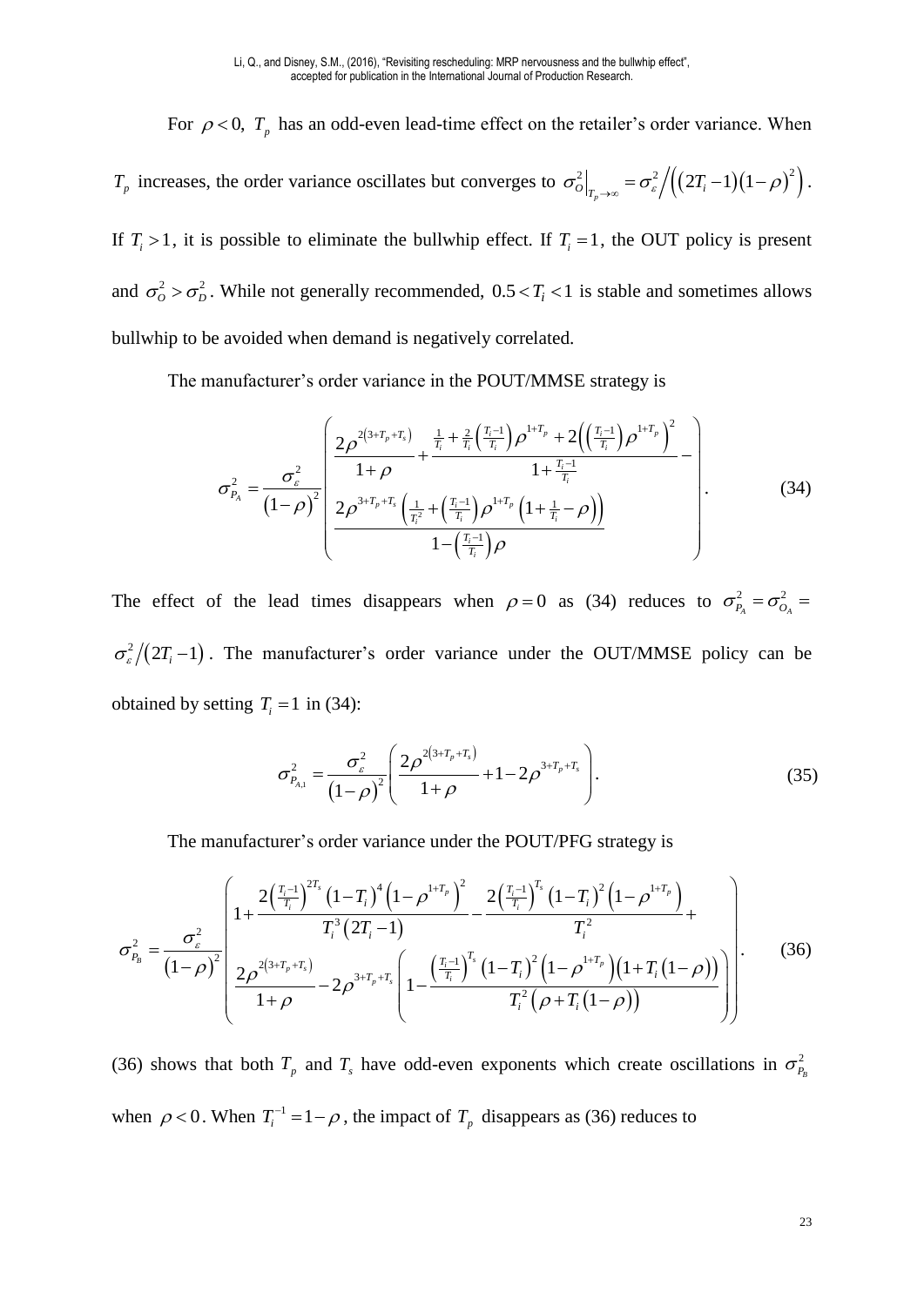For $\rho < 0$, $T_p$ has an odd-even lead-time effect on the retailer's order variance. When $T_p$ increases, the order variance oscillates but converges to $\sigma_O^2\big|_{T_p \to \infty} = \sigma_\varepsilon^2 \Big/ \left( (2T_i - 1)(1-\rho)^2 \right)$. If $T_i > 1$, it is possible to eliminate the bullwhip effect. If $T_i = 1$, the OUT policy is present and $\sigma_O^2 > \sigma_D^2$. While not generally recommended, $0.5 < T_i < 1$ is stable and sometimes allows bullwhip to be avoided when demand is negatively correlated.

The manufacturer's order variance in the POUT/MMSE strategy is

$$\sigma_{P_A}^2 = \frac{\sigma_\varepsilon^2}{(1-\rho)^2} \left( \frac{2\rho^{2(3+T_p+T_s)}}{1+\rho} + \frac{\frac{1}{T_i} + \frac{2}{T_i}\left(\frac{T_i-1}{T_i}\right)\rho^{1+T_p} + 2\left(\left(\frac{T_i-1}{T_i}\right)\rho^{1+T_p}\right)^2}{1+\frac{T_i-1}{T_i}} - \frac{2\rho^{3+T_p+T_s}\left(\frac{1}{T_i^2} + \left(\frac{T_i-1}{T_i}\right)\rho^{1+T_p}\left(1+\frac{1}{T_i}-\rho\right)\right)}{1-\left(\frac{T_i-1}{T_i}\right)\rho} \right). \tag{34}$$

The effect of the lead times disappears when $\rho = 0$ as (34) reduces to $\sigma_{P_A}^2 = \sigma_{O_A}^2 = \sigma_\varepsilon^2 / (2T_i - 1)$. The manufacturer's order variance under the OUT/MMSE policy can be obtained by setting $T_i = 1$ in (34):

$$\sigma_{P_{A,1}}^2 = \frac{\sigma_\varepsilon^2}{(1-\rho)^2} \left( \frac{2\rho^{2(3+T_p+T_s)}}{1+\rho} + 1 - 2\rho^{3+T_p+T_s} \right). \tag{35}$$

The manufacturer's order variance under the POUT/PFG strategy is

$$\sigma_{P_B}^2 = \frac{\sigma_\varepsilon^2}{(1-\rho)^2} \left( \begin{array}{l} 1 + \dfrac{2\left(\frac{T_i-1}{T_i}\right)^{2T_s}(1-T_i)^4\left(1-\rho^{1+T_p}\right)^2}{T_i^3(2T_i-1)} - \dfrac{2\left(\frac{T_i-1}{T_i}\right)^{T_s}(1-T_i)^2\left(1-\rho^{1+T_p}\right)}{T_i^2} + \\ \dfrac{2\rho^{2(3+T_p+T_s)}}{1+\rho} - 2\rho^{3+T_p+T_s}\left(1 - \dfrac{\left(\frac{T_i-1}{T_i}\right)^{T_s}(1-T_i)^2\left(1-\rho^{1+T_p}\right)\left(1+T_i(1-\rho)\right)}{T_i^2\left(\rho+T_i(1-\rho)\right)}\right) \end{array} \right). \tag{36}$$

(36) shows that both $T_p$ and $T_s$ have odd-even exponents which create oscillations in $\sigma_{P_B}^2$ when $\rho < 0$. When $T_i^{-1} = 1 - \rho$, the impact of $T_p$ disappears as (36) reduces to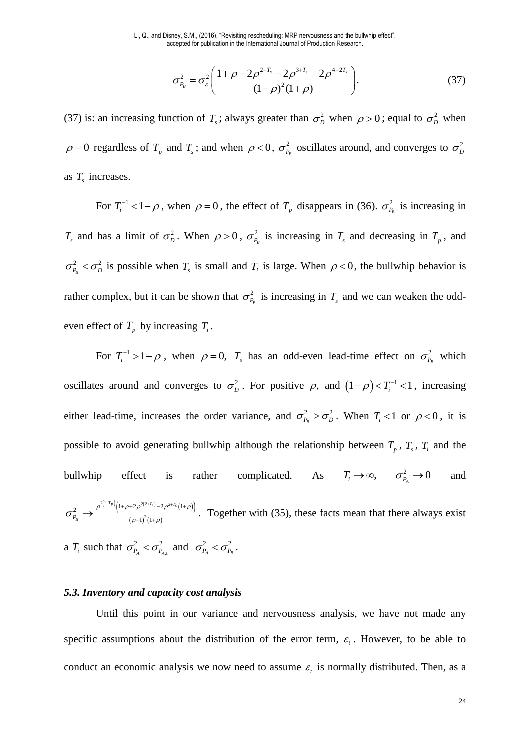$$\sigma_{P_B}^2 = \sigma_\varepsilon^2 \left( \frac{1+\rho-2\rho^{2+T_s}-2\rho^{3+T_s}+2\rho^{4+2T_s}}{(1-\rho)^2(1+\rho)} \right). \tag{37}$$

(37) is: an increasing function of $T_s$; always greater than $\sigma_D^2$ when $\rho>0$; equal to $\sigma_D^2$ when $\rho=0$ regardless of $T_p$ and $T_s$; and when $\rho<0$, $\sigma_{P_B}^2$ oscillates around, and converges to $\sigma_D^2$ as $T_s$ increases.

For $T_i^{-1}<1-\rho$, when $\rho=0$, the effect of $T_p$ disappears in (36). $\sigma_{P_B}^2$ is increasing in $T_s$ and has a limit of $\sigma_D^2$. When $\rho>0$, $\sigma_{P_B}^2$ is increasing in $T_s$ and decreasing in $T_p$, and $\sigma_{P_B}^2<\sigma_D^2$ is possible when $T_s$ is small and $T_i$ is large. When $\rho<0$, the bullwhip behavior is rather complex, but it can be shown that $\sigma_{P_B}^2$ is increasing in $T_s$ and we can weaken the odd-even effect of $T_p$ by increasing $T_i$.

For $T_i^{-1}>1-\rho$, when $\rho=0$, $T_s$ has an odd-even lead-time effect on $\sigma_{P_B}^2$ which oscillates around and converges to $\sigma_D^2$. For positive $\rho$, and $(1-\rho)<T_i^{-1}<1$, increasing either lead-time, increases the order variance, and $\sigma_{P_B}^2>\sigma_D^2$. When $T_i<1$ or $\rho<0$, it is possible to avoid generating bullwhip although the relationship between $T_p$, $T_s$, $T_i$ and the bullwhip effect is rather complicated. As $T_i\to\infty$, $\sigma_{P_A}^2\to 0$ and $\sigma_{P_B}^2 \to \frac{\rho^{2(1+T_p)}\left(1+\rho+2\rho^{2(2+T_s)}-2\rho^{2+T_s}(1+\rho)\right)}{(\rho-1)^2(1+\rho)}$. Together with (35), these facts mean that there always exist a $T_i$ such that $\sigma_{P_A}^2<\sigma_{P_{A,1}}^2$ and $\sigma_{P_A}^2<\sigma_{P_B}^2$.

### *5.3. Inventory and capacity cost analysis*

Until this point in our variance and nervousness analysis, we have not made any specific assumptions about the distribution of the error term, $\varepsilon_t$. However, to be able to conduct an economic analysis we now need to assume $\varepsilon_t$ is normally distributed. Then, as a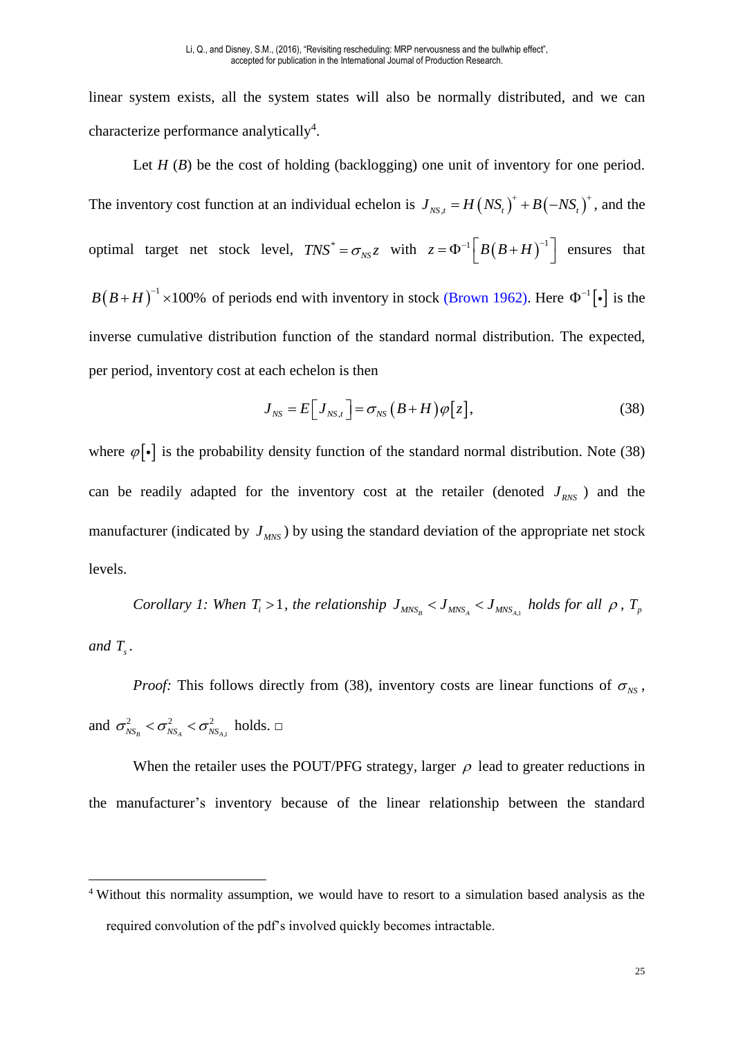linear system exists, all the system states will also be normally distributed, and we can characterize performance analytically[4].

Let $H$ ($B$) be the cost of holding (backlogging) one unit of inventory for one period. The inventory cost function at an individual echelon is $J_{NS,t} = H\left(NS_t\right)^+ + B\left(-NS_t\right)^+$, and the optimal target net stock level, $TNS^* = \sigma_{NS} z$ with $z = \Phi^{-1}\left[B\left(B+H\right)^{-1}\right]$ ensures that $B\left(B+H\right)^{-1} \times 100\%$ of periods end with inventory in stock (Brown 1962). Here $\Phi^{-1}\left[\bullet\right]$ is the inverse cumulative distribution function of the standard normal distribution. The expected, per period, inventory cost at each echelon is then

$$J_{NS} = E\left[J_{NS,t}\right] = \sigma_{NS}\left(B+H\right)\varphi\left[z\right], \tag{38}$$

where $\varphi\left[\bullet\right]$ is the probability density function of the standard normal distribution. Note (38) can be readily adapted for the inventory cost at the retailer (denoted $J_{RNS}$) and the manufacturer (indicated by $J_{MNS}$) by using the standard deviation of the appropriate net stock levels.

*Corollary 1: When $T_i > 1$, the relationship $J_{MNS_B} < J_{MNS_A} < J_{MNS_{A,1}}$ holds for all $\rho$, $T_p$ and $T_s$.*

*Proof:* This follows directly from (38), inventory costs are linear functions of $\sigma_{NS}$, and $\sigma^2_{NS_B} < \sigma^2_{NS_A} < \sigma^2_{NS_{A,1}}$ holds. □

When the retailer uses the POUT/PFG strategy, larger $\rho$ lead to greater reductions in the manufacturer's inventory because of the linear relationship between the standard

---

[4] Without this normality assumption, we would have to resort to a simulation based analysis as the required convolution of the pdf's involved quickly becomes intractable.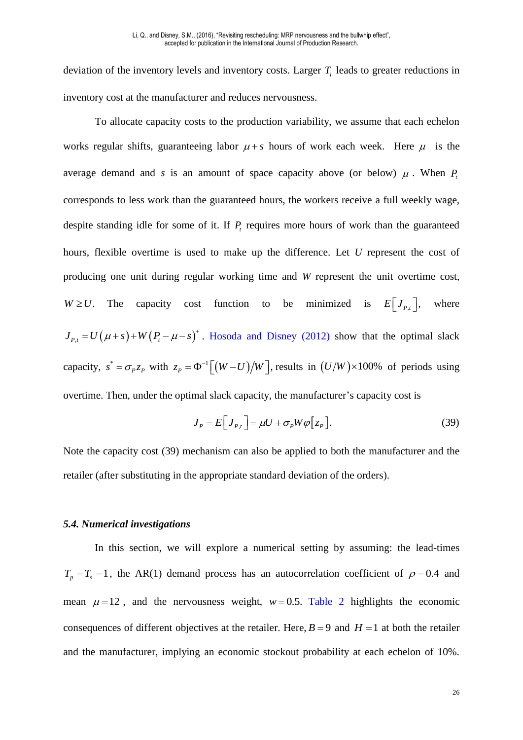deviation of the inventory levels and inventory costs. Larger $T_i$ leads to greater reductions in inventory cost at the manufacturer and reduces nervousness.

To allocate capacity costs to the production variability, we assume that each echelon works regular shifts, guaranteeing labor $\mu + s$ hours of work each week. Here $\mu$ is the average demand and $s$ is an amount of space capacity above (or below) $\mu$. When $P_t$ corresponds to less work than the guaranteed hours, the workers receive a full weekly wage, despite standing idle for some of it. If $P_t$ requires more hours of work than the guaranteed hours, flexible overtime is used to make up the difference. Let $U$ represent the cost of producing one unit during regular working time and $W$ represent the unit overtime cost, $W \geq U$. The capacity cost function to be minimized is $E\left[J_{P,t}\right]$, where $J_{P,t} = U(\mu + s) + W(P_t - \mu - s)^+$. Hosoda and Disney (2012) show that the optimal slack capacity, $s^* = \sigma_P z_P$ with $z_P = \Phi^{-1}\left[(W-U)/W\right]$, results in $(U/W) \times 100\%$ of periods using overtime. Then, under the optimal slack capacity, the manufacturer's capacity cost is

$$J_P = E\left[J_{P,t}\right] = \mu U + \sigma_P W \varphi\left[z_P\right]. \tag{39}$$

Note the capacity cost (39) mechanism can also be applied to both the manufacturer and the retailer (after substituting in the appropriate standard deviation of the orders).

### *5.4. Numerical investigations*

In this section, we will explore a numerical setting by assuming: the lead-times $T_p = T_s = 1$, the AR(1) demand process has an autocorrelation coefficient of $\rho = 0.4$ and mean $\mu = 12$, and the nervousness weight, $w = 0.5$. Table 2 highlights the economic consequences of different objectives at the retailer. Here, $B = 9$ and $H = 1$ at both the retailer and the manufacturer, implying an economic stockout probability at each echelon of 10%.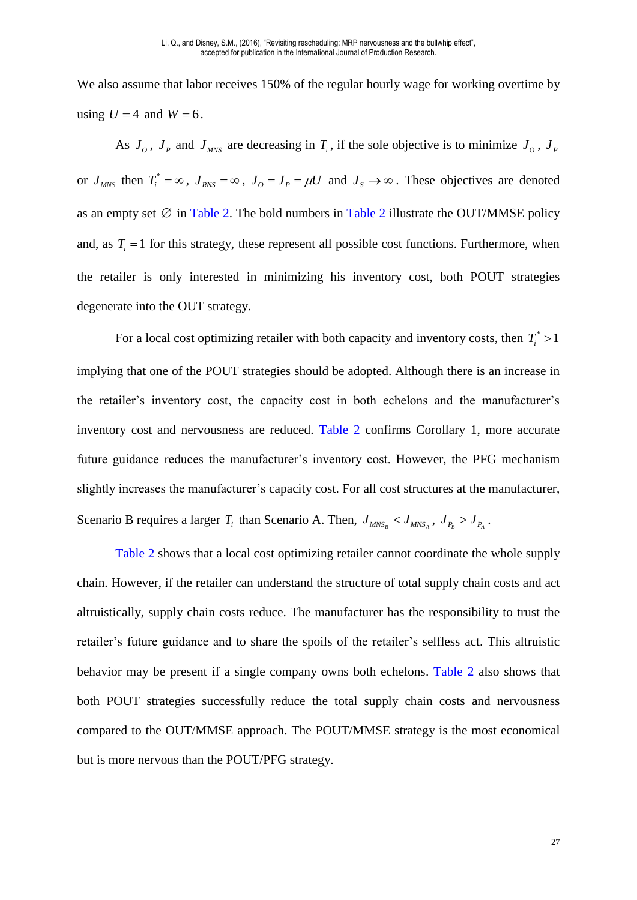We also assume that labor receives 150% of the regular hourly wage for working overtime by using $U = 4$ and $W = 6$.

As $J_O$, $J_P$ and $J_{MNS}$ are decreasing in $T_i$, if the sole objective is to minimize $J_O$, $J_P$ or $J_{MNS}$ then $T_i^* = \infty$, $J_{RNS} = \infty$, $J_O = J_P = \mu U$ and $J_S \to \infty$. These objectives are denoted as an empty set $\varnothing$ in Table 2. The bold numbers in Table 2 illustrate the OUT/MMSE policy and, as $T_i = 1$ for this strategy, these represent all possible cost functions. Furthermore, when the retailer is only interested in minimizing his inventory cost, both POUT strategies degenerate into the OUT strategy.

For a local cost optimizing retailer with both capacity and inventory costs, then $T_i^* > 1$ implying that one of the POUT strategies should be adopted. Although there is an increase in the retailer's inventory cost, the capacity cost in both echelons and the manufacturer's inventory cost and nervousness are reduced. Table 2 confirms Corollary 1, more accurate future guidance reduces the manufacturer's inventory cost. However, the PFG mechanism slightly increases the manufacturer's capacity cost. For all cost structures at the manufacturer, Scenario B requires a larger $T_i$ than Scenario A. Then, $J_{MNS_B} < J_{MNS_A}$, $J_{P_B} > J_{P_A}$.

Table 2 shows that a local cost optimizing retailer cannot coordinate the whole supply chain. However, if the retailer can understand the structure of total supply chain costs and act altruistically, supply chain costs reduce. The manufacturer has the responsibility to trust the retailer's future guidance and to share the spoils of the retailer's selfless act. This altruistic behavior may be present if a single company owns both echelons. Table 2 also shows that both POUT strategies successfully reduce the total supply chain costs and nervousness compared to the OUT/MMSE approach. The POUT/MMSE strategy is the most economical but is more nervous than the POUT/PFG strategy.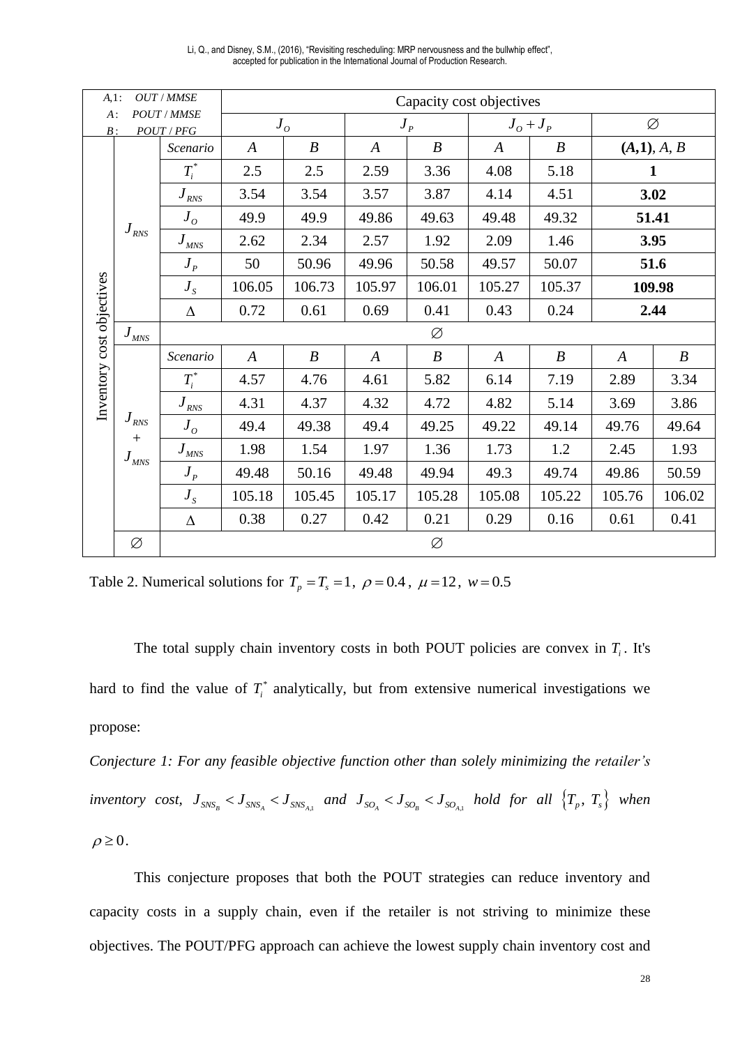| $A$,1: $OUT$ / $MMSE$ <br> $A$: $POUT$ / $MMSE$ <br> $B$: $POUT$ / $PFG$ | | | Capacity cost objectives | | | | | | | |
|---|---|---|---|---|---|---|---|---|---|---|
| | | | $J_O$ | | $J_P$ | | $J_O + J_P$ | | $\varnothing$ | |
| Inventory cost objectives | $J_{RNS}$ | *Scenario* | $A$ | $B$ | $A$ | $B$ | $A$ | $B$ | **(*A*,1)**, $A$, $B$ | |
| | | $T_i^*$ | 2.5 | 2.5 | 2.59 | 3.36 | 4.08 | 5.18 | **1** | |
| | | $J_{RNS}$ | 3.54 | 3.54 | 3.57 | 3.87 | 4.14 | 4.51 | **3.02** | |
| | | $J_O$ | 49.9 | 49.9 | 49.86 | 49.63 | 49.48 | 49.32 | **51.41** | |
| | | $J_{MNS}$ | 2.62 | 2.34 | 2.57 | 1.92 | 2.09 | 1.46 | **3.95** | |
| | | $J_P$ | 50 | 50.96 | 49.96 | 50.58 | 49.57 | 50.07 | **51.6** | |
| | | $J_S$ | 106.05 | 106.73 | 105.97 | 106.01 | 105.27 | 105.37 | **109.98** | |
| | | $\Delta$ | 0.72 | 0.61 | 0.69 | 0.41 | 0.43 | 0.24 | **2.44** | |
| | $J_{MNS}$ | $\varnothing$ | | | | | | | | |
| | $J_{RNS}$ + $J_{MNS}$ | *Scenario* | $A$ | $B$ | $A$ | $B$ | $A$ | $B$ | $A$ | $B$ |
| | | $T_i^*$ | 4.57 | 4.76 | 4.61 | 5.82 | 6.14 | 7.19 | 2.89 | 3.34 |
| | | $J_{RNS}$ | 4.31 | 4.37 | 4.32 | 4.72 | 4.82 | 5.14 | 3.69 | 3.86 |
| | | $J_O$ | 49.4 | 49.38 | 49.4 | 49.25 | 49.22 | 49.14 | 49.76 | 49.64 |
| | | $J_{MNS}$ | 1.98 | 1.54 | 1.97 | 1.36 | 1.73 | 1.2 | 2.45 | 1.93 |
| | | $J_P$ | 49.48 | 50.16 | 49.48 | 49.94 | 49.3 | 49.74 | 49.86 | 50.59 |
| | | $J_S$ | 105.18 | 105.45 | 105.17 | 105.28 | 105.08 | 105.22 | 105.76 | 106.02 |
| | | $\Delta$ | 0.38 | 0.27 | 0.42 | 0.21 | 0.29 | 0.16 | 0.61 | 0.41 |
| | $\varnothing$ | $\varnothing$ | | | | | | | | |

Table 2. Numerical solutions for $T_p = T_s = 1$, $\rho = 0.4$, $\mu = 12$, $w = 0.5$

The total supply chain inventory costs in both POUT policies are convex in $T_i$. It's hard to find the value of $T_i^*$ analytically, but from extensive numerical investigations we propose:

*Conjecture 1: For any feasible objective function other than solely minimizing the retailer's inventory cost,* $J_{SNS_B} < J_{SNS_A} < J_{SNS_{A,1}}$ *and* $J_{SO_A} < J_{SO_B} < J_{SO_{A,1}}$ *hold for all* $\{T_p,\ T_s\}$ *when* $\rho \geq 0$.

This conjecture proposes that both the POUT strategies can reduce inventory and capacity costs in a supply chain, even if the retailer is not striving to minimize these objectives. The POUT/PFG approach can achieve the lowest supply chain inventory cost and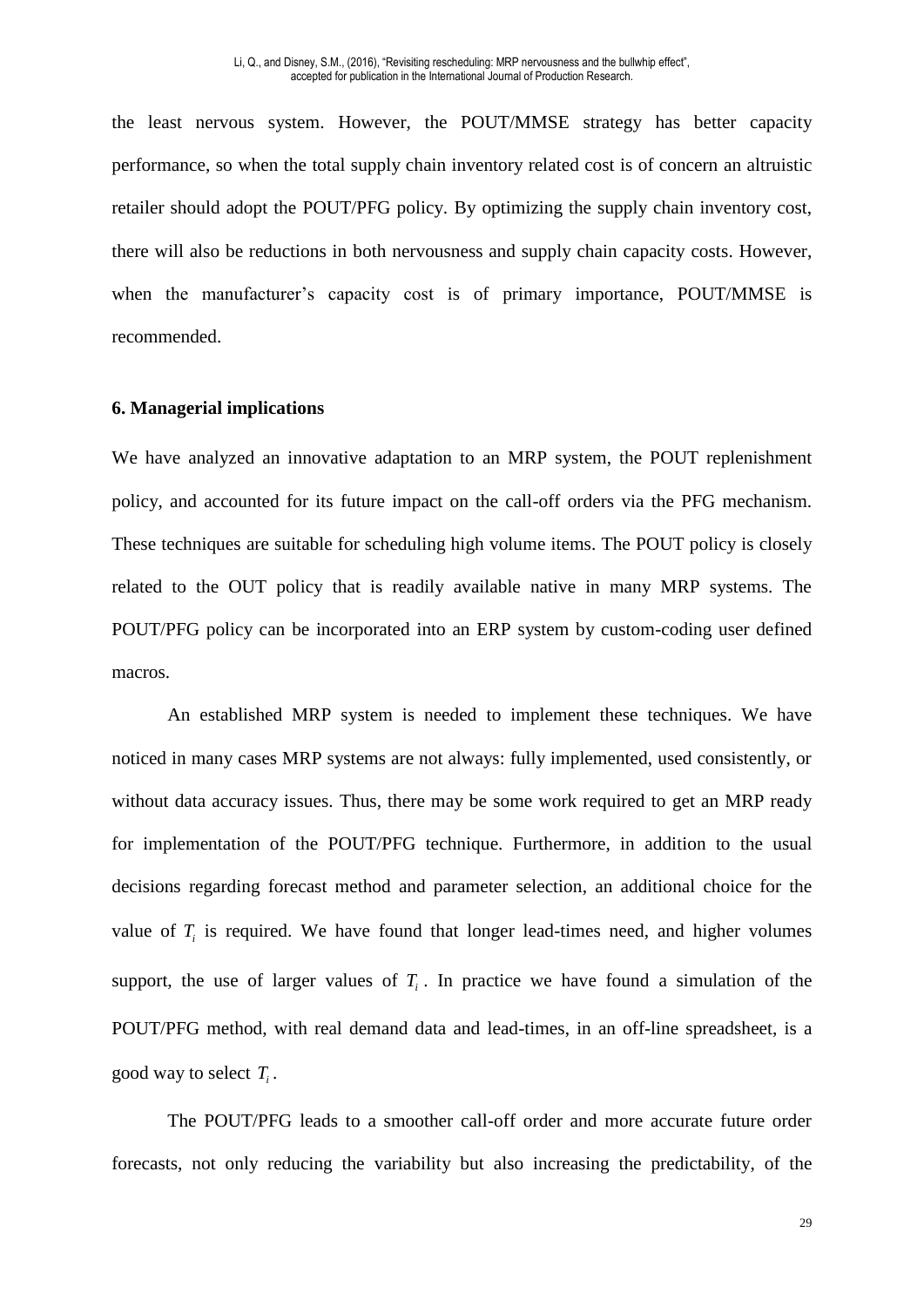the least nervous system. However, the POUT/MMSE strategy has better capacity performance, so when the total supply chain inventory related cost is of concern an altruistic retailer should adopt the POUT/PFG policy. By optimizing the supply chain inventory cost, there will also be reductions in both nervousness and supply chain capacity costs. However, when the manufacturer's capacity cost is of primary importance, POUT/MMSE is recommended.

### 6. Managerial implications

We have analyzed an innovative adaptation to an MRP system, the POUT replenishment policy, and accounted for its future impact on the call-off orders via the PFG mechanism. These techniques are suitable for scheduling high volume items. The POUT policy is closely related to the OUT policy that is readily available native in many MRP systems. The POUT/PFG policy can be incorporated into an ERP system by custom-coding user defined macros.

An established MRP system is needed to implement these techniques. We have noticed in many cases MRP systems are not always: fully implemented, used consistently, or without data accuracy issues. Thus, there may be some work required to get an MRP ready for implementation of the POUT/PFG technique. Furthermore, in addition to the usual decisions regarding forecast method and parameter selection, an additional choice for the value of $T_i$ is required. We have found that longer lead-times need, and higher volumes support, the use of larger values of $T_i$. In practice we have found a simulation of the POUT/PFG method, with real demand data and lead-times, in an off-line spreadsheet, is a good way to select $T_i$.

The POUT/PFG leads to a smoother call-off order and more accurate future order forecasts, not only reducing the variability but also increasing the predictability, of the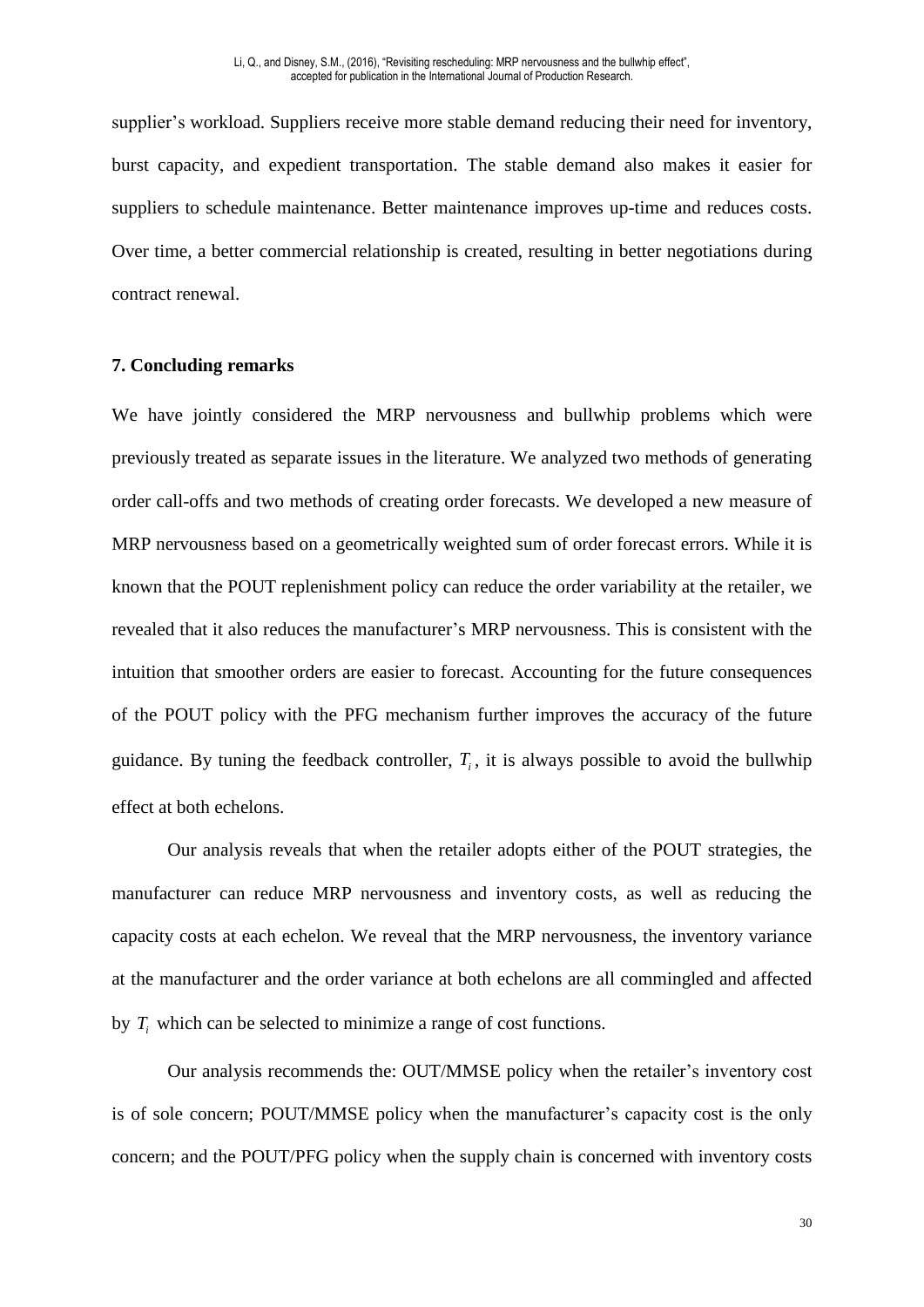supplier's workload. Suppliers receive more stable demand reducing their need for inventory, burst capacity, and expedient transportation. The stable demand also makes it easier for suppliers to schedule maintenance. Better maintenance improves up-time and reduces costs. Over time, a better commercial relationship is created, resulting in better negotiations during contract renewal.

## 7. Concluding remarks

We have jointly considered the MRP nervousness and bullwhip problems which were previously treated as separate issues in the literature. We analyzed two methods of generating order call-offs and two methods of creating order forecasts. We developed a new measure of MRP nervousness based on a geometrically weighted sum of order forecast errors. While it is known that the POUT replenishment policy can reduce the order variability at the retailer, we revealed that it also reduces the manufacturer's MRP nervousness. This is consistent with the intuition that smoother orders are easier to forecast. Accounting for the future consequences of the POUT policy with the PFG mechanism further improves the accuracy of the future guidance. By tuning the feedback controller, $T_i$, it is always possible to avoid the bullwhip effect at both echelons.

Our analysis reveals that when the retailer adopts either of the POUT strategies, the manufacturer can reduce MRP nervousness and inventory costs, as well as reducing the capacity costs at each echelon. We reveal that the MRP nervousness, the inventory variance at the manufacturer and the order variance at both echelons are all commingled and affected by $T_i$ which can be selected to minimize a range of cost functions.

Our analysis recommends the: OUT/MMSE policy when the retailer's inventory cost is of sole concern; POUT/MMSE policy when the manufacturer's capacity cost is the only concern; and the POUT/PFG policy when the supply chain is concerned with inventory costs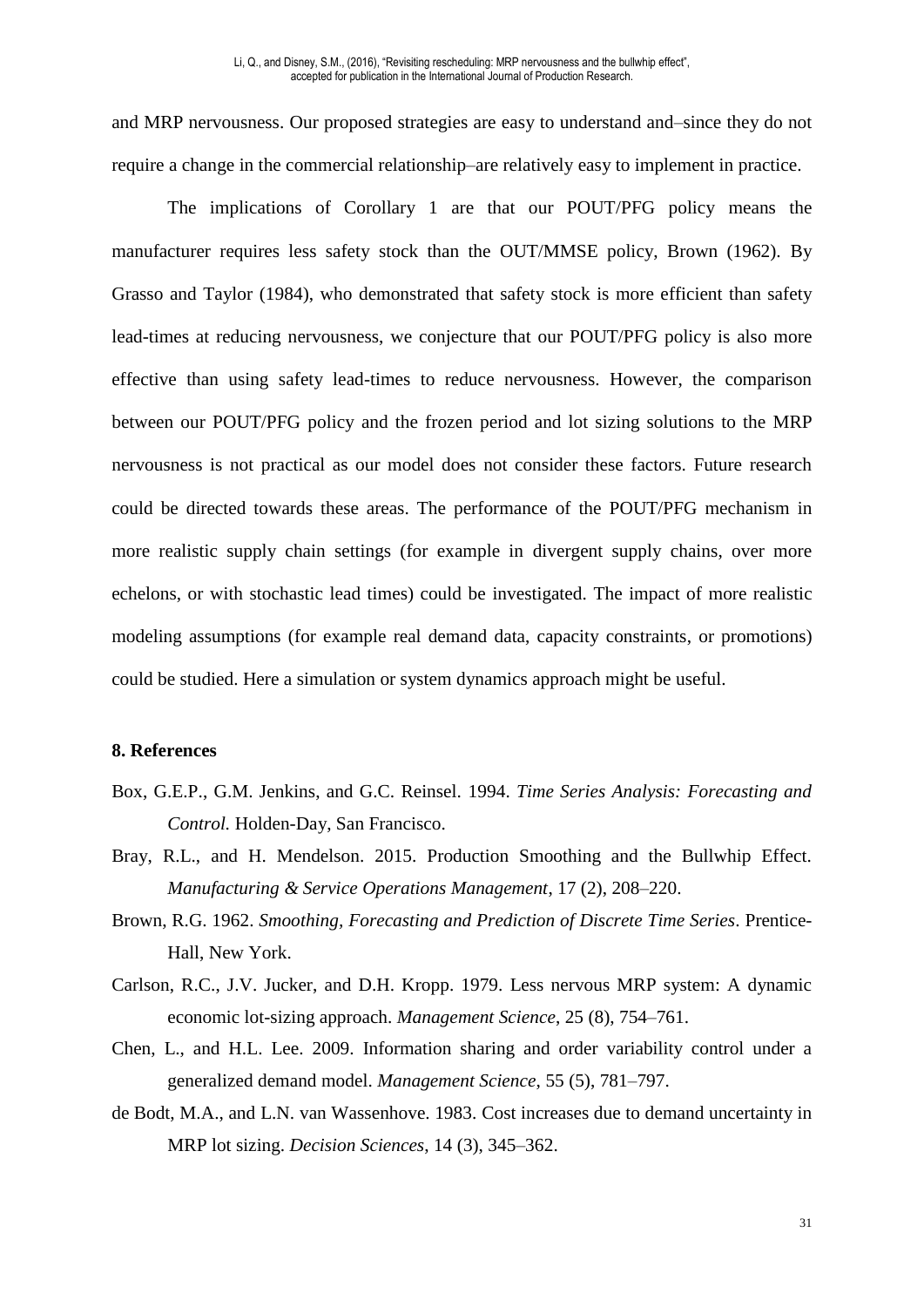and MRP nervousness. Our proposed strategies are easy to understand and–since they do not require a change in the commercial relationship–are relatively easy to implement in practice.

The implications of Corollary 1 are that our POUT/PFG policy means the manufacturer requires less safety stock than the OUT/MMSE policy, Brown (1962). By Grasso and Taylor (1984), who demonstrated that safety stock is more efficient than safety lead-times at reducing nervousness, we conjecture that our POUT/PFG policy is also more effective than using safety lead-times to reduce nervousness. However, the comparison between our POUT/PFG policy and the frozen period and lot sizing solutions to the MRP nervousness is not practical as our model does not consider these factors. Future research could be directed towards these areas. The performance of the POUT/PFG mechanism in more realistic supply chain settings (for example in divergent supply chains, over more echelons, or with stochastic lead times) could be investigated. The impact of more realistic modeling assumptions (for example real demand data, capacity constraints, or promotions) could be studied. Here a simulation or system dynamics approach might be useful.

## 8. References

Box, G.E.P., G.M. Jenkins, and G.C. Reinsel. 1994. *Time Series Analysis: Forecasting and Control.* Holden-Day, San Francisco.

Bray, R.L., and H. Mendelson. 2015. Production Smoothing and the Bullwhip Effect. *Manufacturing & Service Operations Management*, 17 (2), 208–220.

Brown, R.G. 1962. *Smoothing, Forecasting and Prediction of Discrete Time Series*. Prentice-Hall, New York.

Carlson, R.C., J.V. Jucker, and D.H. Kropp. 1979. Less nervous MRP system: A dynamic economic lot-sizing approach. *Management Science*, 25 (8), 754–761.

Chen, L., and H.L. Lee. 2009. Information sharing and order variability control under a generalized demand model. *Management Science*, 55 (5), 781–797.

de Bodt, M.A., and L.N. van Wassenhove. 1983. Cost increases due to demand uncertainty in MRP lot sizing. *Decision Sciences*, 14 (3), 345–362.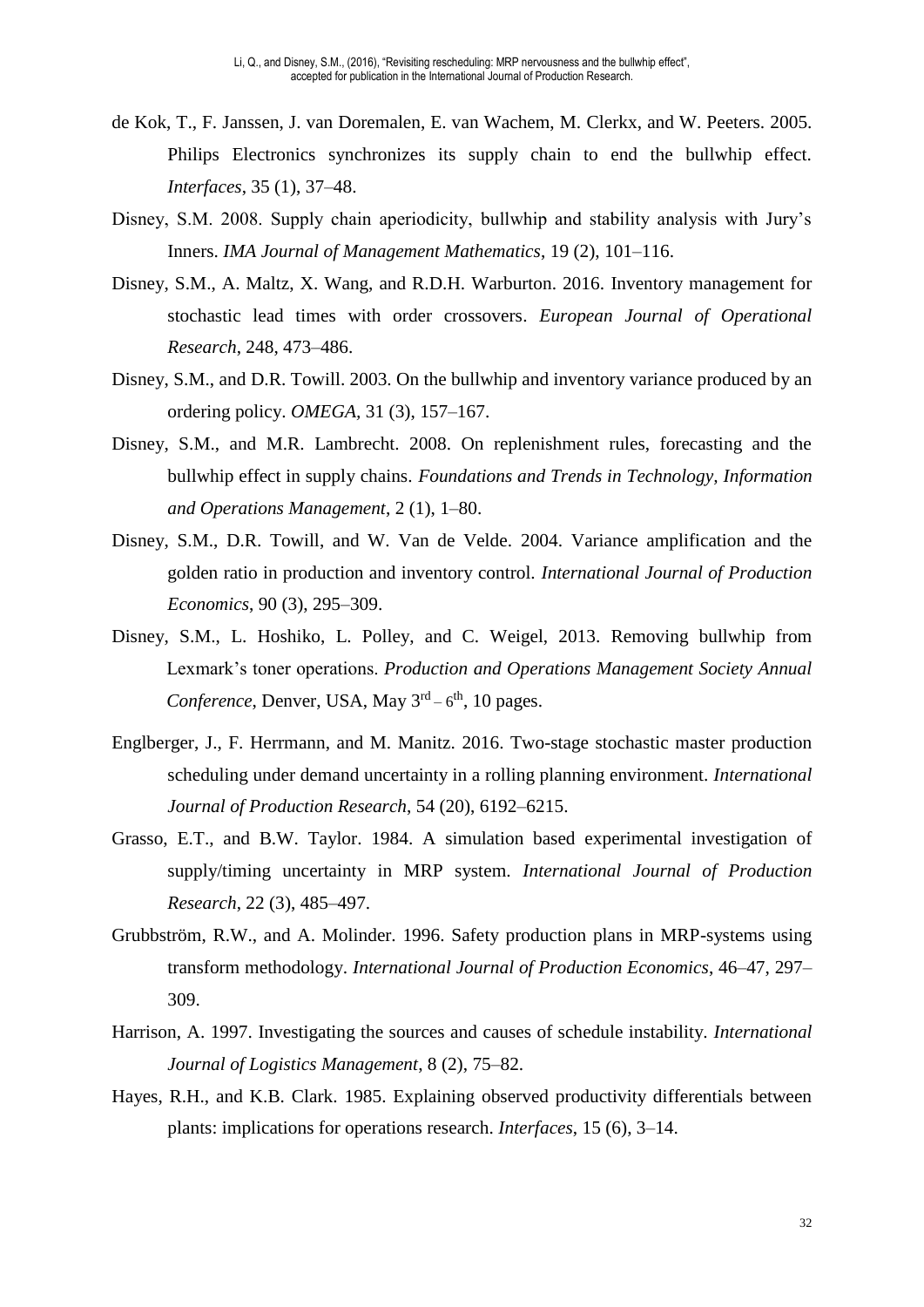de Kok, T., F. Janssen, J. van Doremalen, E. van Wachem, M. Clerkx, and W. Peeters. 2005. Philips Electronics synchronizes its supply chain to end the bullwhip effect. *Interfaces*, 35 (1), 37–48.

Disney, S.M. 2008. Supply chain aperiodicity, bullwhip and stability analysis with Jury's Inners. *IMA Journal of Management Mathematics*, 19 (2), 101–116.

Disney, S.M., A. Maltz, X. Wang, and R.D.H. Warburton. 2016. Inventory management for stochastic lead times with order crossovers. *European Journal of Operational Research*, 248, 473–486.

Disney, S.M., and D.R. Towill. 2003. On the bullwhip and inventory variance produced by an ordering policy. *OMEGA*, 31 (3), 157–167.

Disney, S.M., and M.R. Lambrecht. 2008. On replenishment rules, forecasting and the bullwhip effect in supply chains. *Foundations and Trends in Technology, Information and Operations Management*, 2 (1), 1–80.

Disney, S.M., D.R. Towill, and W. Van de Velde. 2004. Variance amplification and the golden ratio in production and inventory control. *International Journal of Production Economics*, 90 (3), 295–309.

Disney, S.M., L. Hoshiko, L. Polley, and C. Weigel, 2013. Removing bullwhip from Lexmark's toner operations. *Production and Operations Management Society Annual Conference*, Denver, USA, May 3rd – 6th, 10 pages.

Englberger, J., F. Herrmann, and M. Manitz. 2016. Two-stage stochastic master production scheduling under demand uncertainty in a rolling planning environment. *International Journal of Production Research*, 54 (20), 6192–6215.

Grasso, E.T., and B.W. Taylor. 1984. A simulation based experimental investigation of supply/timing uncertainty in MRP system. *International Journal of Production Research*, 22 (3), 485–497.

Grubbström, R.W., and A. Molinder. 1996. Safety production plans in MRP-systems using transform methodology. *International Journal of Production Economics*, 46–47, 297–309.

Harrison, A. 1997. Investigating the sources and causes of schedule instability. *International Journal of Logistics Management*, 8 (2), 75–82.

Hayes, R.H., and K.B. Clark. 1985. Explaining observed productivity differentials between plants: implications for operations research. *Interfaces*, 15 (6), 3–14.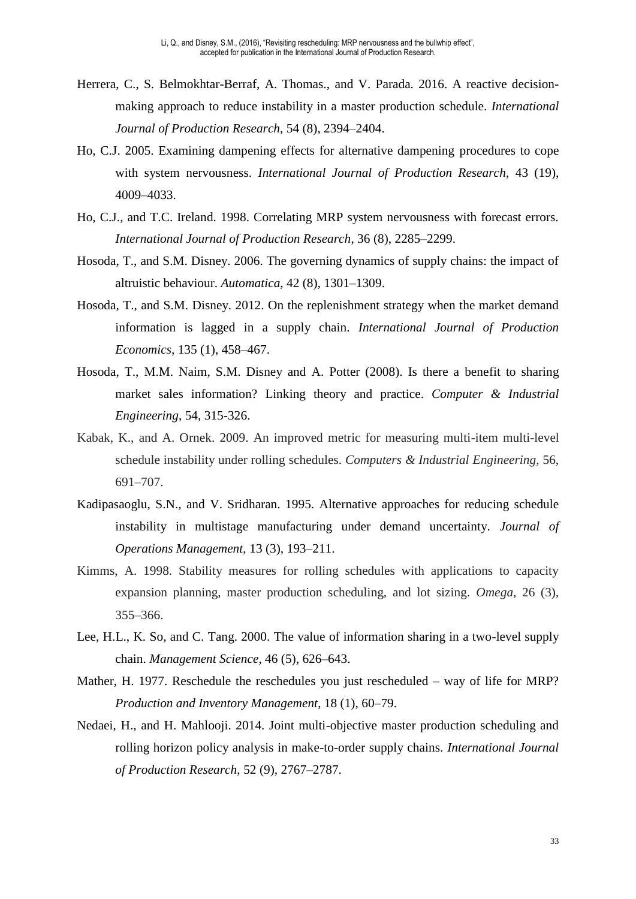Herrera, C., S. Belmokhtar-Berraf, A. Thomas., and V. Parada. 2016. A reactive decision-making approach to reduce instability in a master production schedule. *International Journal of Production Research*, 54 (8), 2394–2404.

Ho, C.J. 2005. Examining dampening effects for alternative dampening procedures to cope with system nervousness. *International Journal of Production Research*, 43 (19), 4009–4033.

Ho, C.J., and T.C. Ireland. 1998. Correlating MRP system nervousness with forecast errors. *International Journal of Production Research*, 36 (8), 2285–2299.

Hosoda, T., and S.M. Disney. 2006. The governing dynamics of supply chains: the impact of altruistic behaviour. *Automatica*, 42 (8), 1301–1309.

Hosoda, T., and S.M. Disney. 2012. On the replenishment strategy when the market demand information is lagged in a supply chain. *International Journal of Production Economics*, 135 (1), 458–467.

Hosoda, T., M.M. Naim, S.M. Disney and A. Potter (2008). Is there a benefit to sharing market sales information? Linking theory and practice. *Computer & Industrial Engineering*, 54, 315-326.

Kabak, K., and A. Ornek. 2009. An improved metric for measuring multi-item multi-level schedule instability under rolling schedules. *Computers & Industrial Engineering*, 56, 691–707.

Kadipasaoglu, S.N., and V. Sridharan. 1995. Alternative approaches for reducing schedule instability in multistage manufacturing under demand uncertainty. *Journal of Operations Management*, 13 (3), 193–211.

Kimms, A. 1998. Stability measures for rolling schedules with applications to capacity expansion planning, master production scheduling, and lot sizing. *Omega*, 26 (3), 355–366.

Lee, H.L., K. So, and C. Tang. 2000. The value of information sharing in a two-level supply chain. *Management Science*, 46 (5), 626–643.

Mather, H. 1977. Reschedule the reschedules you just rescheduled – way of life for MRP? *Production and Inventory Management*, 18 (1), 60–79.

Nedaei, H., and H. Mahlooji. 2014. Joint multi-objective master production scheduling and rolling horizon policy analysis in make-to-order supply chains. *International Journal of Production Research*, 52 (9), 2767–2787.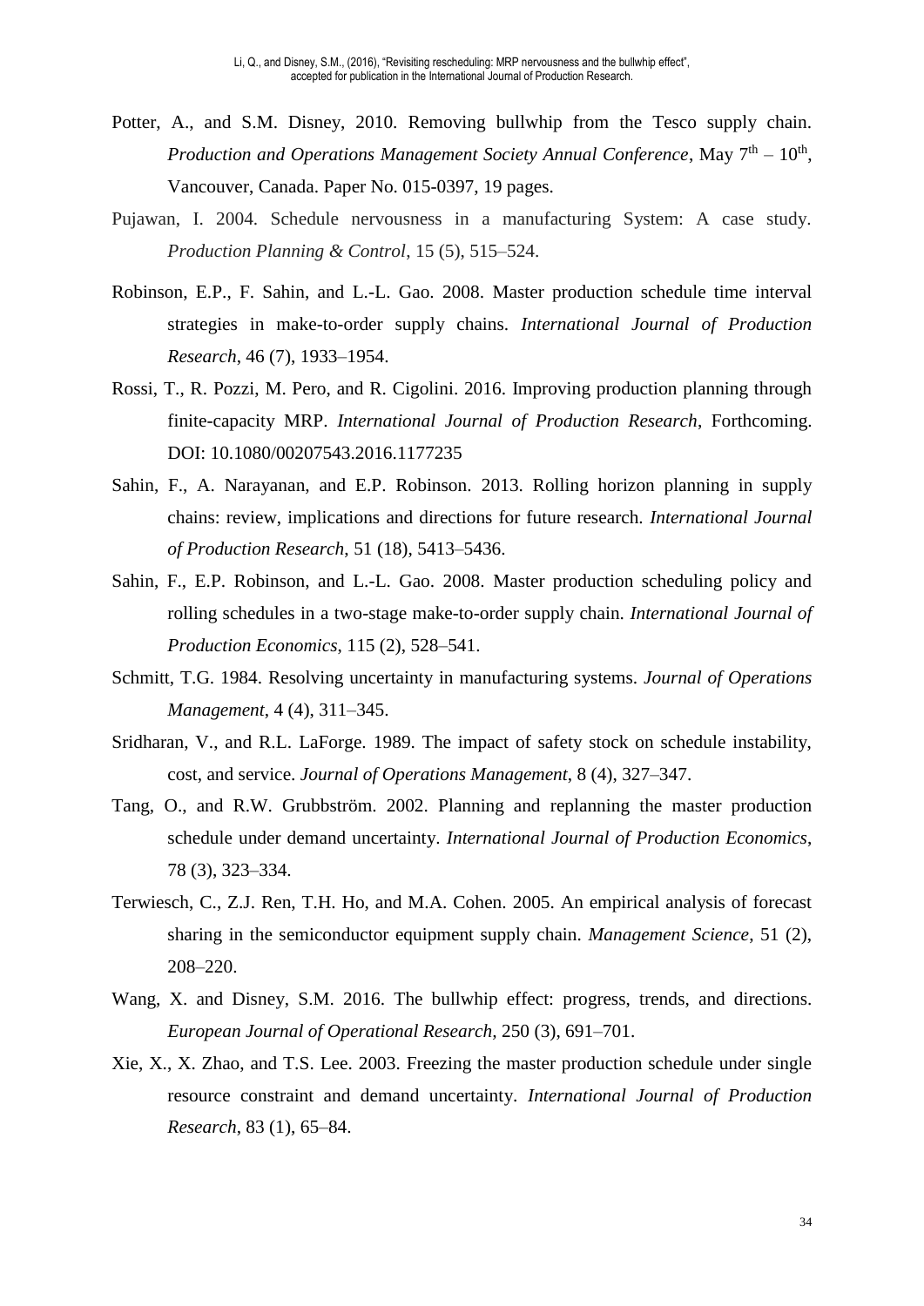Potter, A., and S.M. Disney, 2010. Removing bullwhip from the Tesco supply chain. *Production and Operations Management Society Annual Conference*, May 7th – 10th, Vancouver, Canada. Paper No. 015-0397, 19 pages.

Pujawan, I. 2004. Schedule nervousness in a manufacturing System: A case study. *Production Planning & Control*, 15 (5), 515–524.

Robinson, E.P., F. Sahin, and L.-L. Gao. 2008. Master production schedule time interval strategies in make-to-order supply chains. *International Journal of Production Research*, 46 (7), 1933–1954.

Rossi, T., R. Pozzi, M. Pero, and R. Cigolini. 2016. Improving production planning through finite-capacity MRP. *International Journal of Production Research*, Forthcoming. DOI: 10.1080/00207543.2016.1177235

Sahin, F., A. Narayanan, and E.P. Robinson. 2013. Rolling horizon planning in supply chains: review, implications and directions for future research. *International Journal of Production Research*, 51 (18), 5413–5436.

Sahin, F., E.P. Robinson, and L.-L. Gao. 2008. Master production scheduling policy and rolling schedules in a two-stage make-to-order supply chain. *International Journal of Production Economics*, 115 (2), 528–541.

Schmitt, T.G. 1984. Resolving uncertainty in manufacturing systems. *Journal of Operations Management*, 4 (4), 311–345.

Sridharan, V., and R.L. LaForge. 1989. The impact of safety stock on schedule instability, cost, and service. *Journal of Operations Management*, 8 (4), 327–347.

Tang, O., and R.W. Grubbström. 2002. Planning and replanning the master production schedule under demand uncertainty. *International Journal of Production Economics*, 78 (3), 323–334.

Terwiesch, C., Z.J. Ren, T.H. Ho, and M.A. Cohen. 2005. An empirical analysis of forecast sharing in the semiconductor equipment supply chain. *Management Science*, 51 (2), 208–220.

Wang, X. and Disney, S.M. 2016. The bullwhip effect: progress, trends, and directions. *European Journal of Operational Research*, 250 (3), 691–701.

Xie, X., X. Zhao, and T.S. Lee. 2003. Freezing the master production schedule under single resource constraint and demand uncertainty. *International Journal of Production Research*, 83 (1), 65–84.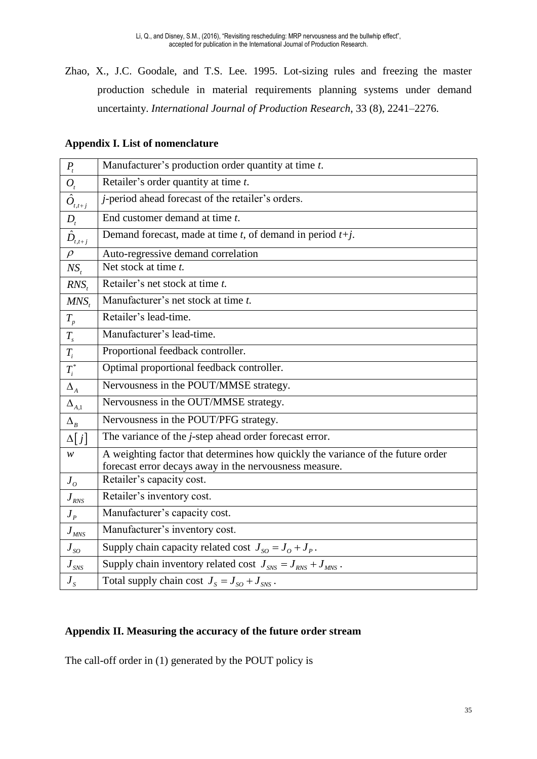Zhao, X., J.C. Goodale, and T.S. Lee. 1995. Lot-sizing rules and freezing the master production schedule in material requirements planning systems under demand uncertainty. *International Journal of Production Research*, 33 (8), 2241–2276.

## Appendix I. List of nomenclature

| | |
|---|---|
| $P_t$ | Manufacturer's production order quantity at time *t*. |
| $O_t$ | Retailer's order quantity at time *t*. |
| $\hat{O}_{t,t+j}$ | *j*-period ahead forecast of the retailer's orders. |
| $D_t$ | End customer demand at time *t*. |
| $\hat{D}_{t,t+j}$ | Demand forecast, made at time *t*, of demand in period *t+j*. |
| $\rho$ | Auto-regressive demand correlation |
| $NS_t$ | Net stock at time *t.* |
| $RNS_t$ | Retailer's net stock at time *t.* |
| $MNS_t$ | Manufacturer's net stock at time *t.* |
| $T_p$ | Retailer's lead-time. |
| $T_s$ | Manufacturer's lead-time. |
| $T_i$ | Proportional feedback controller. |
| $T_i^*$ | Optimal proportional feedback controller. |
| $\Delta_A$ | Nervousness in the POUT/MMSE strategy. |
| $\Delta_{A,1}$ | Nervousness in the OUT/MMSE strategy. |
| $\Delta_B$ | Nervousness in the POUT/PFG strategy. |
| $\Delta[j]$ | The variance of the *j*-step ahead order forecast error. |
| $w$ | A weighting factor that determines how quickly the variance of the future order forecast error decays away in the nervousness measure. |
| $J_O$ | Retailer's capacity cost. |
| $J_{RNS}$ | Retailer's inventory cost. |
| $J_P$ | Manufacturer's capacity cost. |
| $J_{MNS}$ | Manufacturer's inventory cost. |
| $J_{SO}$ | Supply chain capacity related cost $J_{SO} = J_O + J_P$. |
| $J_{SNS}$ | Supply chain inventory related cost $J_{SNS} = J_{RNS} + J_{MNS}$. |
| $J_S$ | Total supply chain cost $J_S = J_{SO} + J_{SNS}$. |

## Appendix II. Measuring the accuracy of the future order stream

The call-off order in (1) generated by the POUT policy is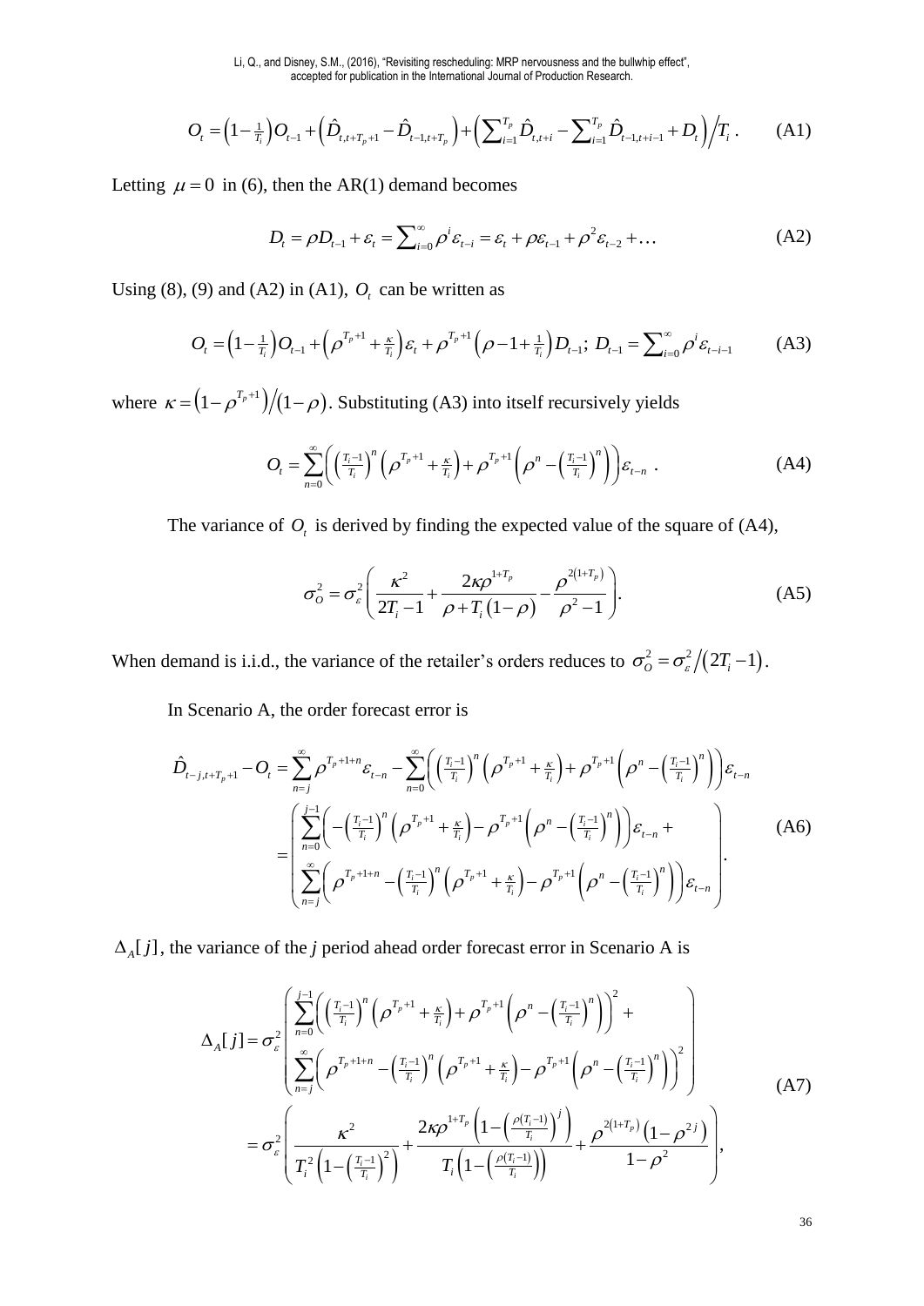$$O_t = \left(1 - \tfrac{1}{T_i}\right) O_{t-1} + \left(\hat{D}_{t,t+T_p+1} - \hat{D}_{t-1,t+T_p}\right) + \left(\sum\nolimits_{i=1}^{T_p} \hat{D}_{t,t+i} - \sum\nolimits_{i=1}^{T_p} \hat{D}_{t-1,t+i-1} + D_t\right) \Big/ T_i . \qquad \text{(A1)}$$

Letting $\mu = 0$ in (6), then the AR(1) demand becomes

$$D_t = \rho D_{t-1} + \varepsilon_t = \sum\nolimits_{i=0}^{\infty} \rho^i \varepsilon_{t-i} = \varepsilon_t + \rho \varepsilon_{t-1} + \rho^2 \varepsilon_{t-2} + \ldots \qquad \text{(A2)}$$

Using (8), (9) and (A2) in (A1), $O_t$ can be written as

$$O_t = \left(1 - \tfrac{1}{T_i}\right) O_{t-1} + \left(\rho^{T_p+1} + \tfrac{\kappa}{T_i}\right) \varepsilon_t + \rho^{T_p+1} \left(\rho - 1 + \tfrac{1}{T_i}\right) D_{t-1};\; D_{t-1} = \sum\nolimits_{i=0}^{\infty} \rho^i \varepsilon_{t-i-1} \qquad \text{(A3)}$$

where $\kappa = \left(1 - \rho^{T_p+1}\right) / (1 - \rho)$. Substituting (A3) into itself recursively yields

$$O_t = \sum_{n=0}^{\infty} \left( \left(\tfrac{T_i-1}{T_i}\right)^n \left(\rho^{T_p+1} + \tfrac{\kappa}{T_i}\right) + \rho^{T_p+1} \left(\rho^n - \left(\tfrac{T_i-1}{T_i}\right)^n\right) \right) \varepsilon_{t-n} . \qquad \text{(A4)}$$

The variance of $O_t$ is derived by finding the expected value of the square of (A4),

$$\sigma_O^2 = \sigma_\varepsilon^2 \left( \frac{\kappa^2}{2T_i - 1} + \frac{2\kappa \rho^{1+T_p}}{\rho + T_i (1 - \rho)} - \frac{\rho^{2(1+T_p)}}{\rho^2 - 1} \right). \qquad \text{(A5)}$$

When demand is i.i.d., the variance of the retailer's orders reduces to $\sigma_O^2 = \sigma_\varepsilon^2 / (2T_i - 1)$.

In Scenario A, the order forecast error is

$$\begin{aligned}
\hat{D}_{t-j,t+T_p+1} - O_t &= \sum_{n=j}^{\infty} \rho^{T_p+1+n} \varepsilon_{t-n} - \sum_{n=0}^{\infty} \left( \left(\tfrac{T_i-1}{T_i}\right)^n \left(\rho^{T_p+1} + \tfrac{\kappa}{T_i}\right) + \rho^{T_p+1} \left(\rho^n - \left(\tfrac{T_i-1}{T_i}\right)^n\right) \right) \varepsilon_{t-n} \\
&= \left( \begin{array}{l} \displaystyle\sum_{n=0}^{j-1} \left( -\left(\tfrac{T_i-1}{T_i}\right)^n \left(\rho^{T_p+1} + \tfrac{\kappa}{T_i}\right) - \rho^{T_p+1} \left(\rho^n - \left(\tfrac{T_i-1}{T_i}\right)^n\right) \right) \varepsilon_{t-n} + \\ \displaystyle\sum_{n=j}^{\infty} \left( \rho^{T_p+1+n} - \left(\tfrac{T_i-1}{T_i}\right)^n \left(\rho^{T_p+1} + \tfrac{\kappa}{T_i}\right) - \rho^{T_p+1} \left(\rho^n - \left(\tfrac{T_i-1}{T_i}\right)^n\right) \right) \varepsilon_{t-n} \end{array} \right).
\end{aligned} \qquad \text{(A6)}$$

$\Delta_A[j]$, the variance of the *j* period ahead order forecast error in Scenario A is

$$\begin{aligned}
\Delta_A[j] &= \sigma_\varepsilon^2 \left( \begin{array}{l} \displaystyle\sum_{n=0}^{j-1} \left( \left(\tfrac{T_i-1}{T_i}\right)^n \left(\rho^{T_p+1} + \tfrac{\kappa}{T_i}\right) + \rho^{T_p+1} \left(\rho^n - \left(\tfrac{T_i-1}{T_i}\right)^n\right) \right)^2 + \\ \displaystyle\sum_{n=j}^{\infty} \left( \rho^{T_p+1+n} - \left(\tfrac{T_i-1}{T_i}\right)^n \left(\rho^{T_p+1} + \tfrac{\kappa}{T_i}\right) - \rho^{T_p+1} \left(\rho^n - \left(\tfrac{T_i-1}{T_i}\right)^n\right) \right)^2 \end{array} \right) \\
&= \sigma_\varepsilon^2 \left( \frac{\kappa^2}{T_i^2 \left(1 - \left(\frac{T_i-1}{T_i}\right)^2\right)} + \frac{2\kappa \rho^{1+T_p} \left(1 - \left(\frac{\rho(T_i-1)}{T_i}\right)^j\right)}{T_i \left(1 - \left(\frac{\rho(T_i-1)}{T_i}\right)\right)} + \frac{\rho^{2(1+T_p)} \left(1 - \rho^{2j}\right)}{1 - \rho^2} \right),
\end{aligned} \qquad \text{(A7)}$$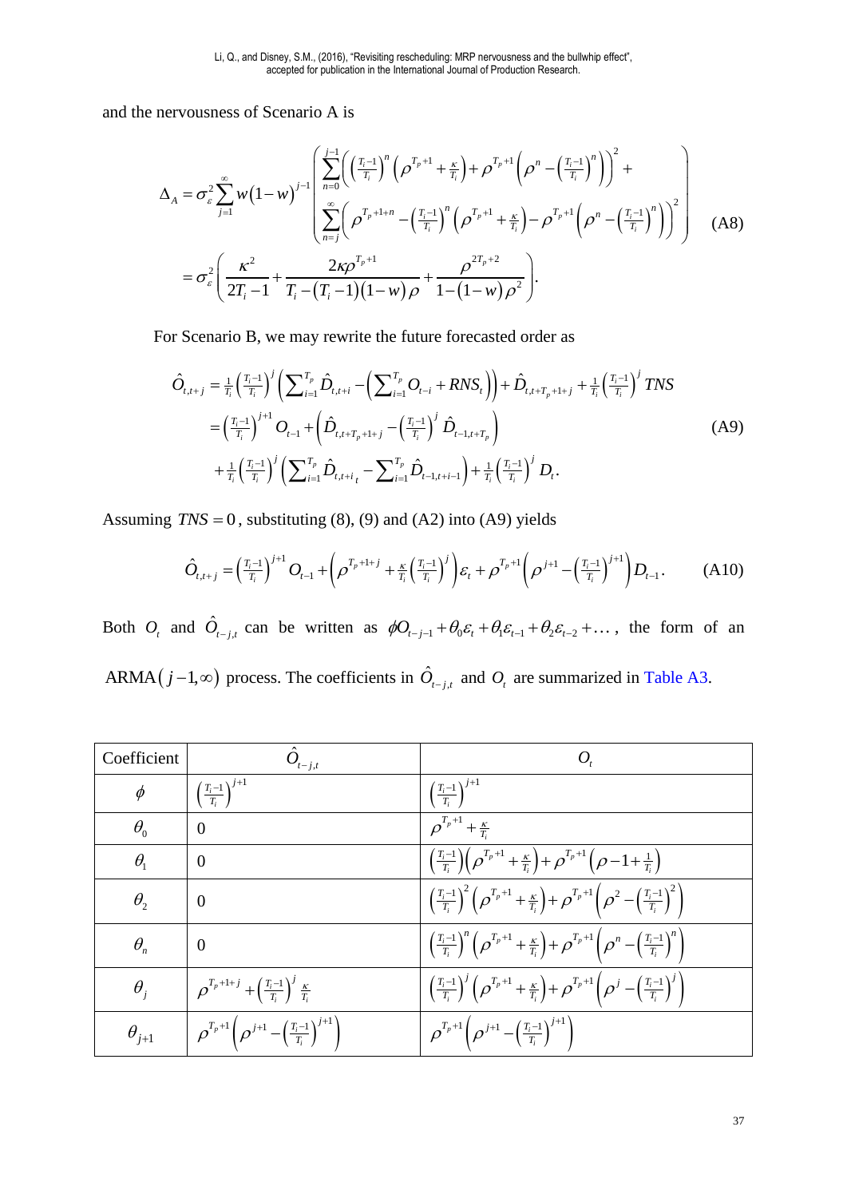and the nervousness of Scenario A is

$$
\begin{aligned}
\Delta_A &= \sigma_\varepsilon^2 \sum_{j=1}^{\infty} w(1-w)^{j-1} \left( \begin{aligned} &\sum_{n=0}^{j-1} \left( \left(\tfrac{T_i-1}{T_i}\right)^n \left(\rho^{T_p+1} + \tfrac{\kappa}{T_i}\right) + \rho^{T_p+1}\left(\rho^n - \left(\tfrac{T_i-1}{T_i}\right)^n\right)\right)^2 + \\ &\sum_{n=j}^{\infty} \left( \rho^{T_p+1+n} - \left(\tfrac{T_i-1}{T_i}\right)^n \left(\rho^{T_p+1} + \tfrac{\kappa}{T_i}\right) - \rho^{T_p+1}\left(\rho^n - \left(\tfrac{T_i-1}{T_i}\right)^n\right)\right)^2 \end{aligned} \right) \\
&= \sigma_\varepsilon^2 \left( \frac{\kappa^2}{2T_i - 1} + \frac{2\kappa\rho^{T_p+1}}{T_i - (T_i-1)(1-w)\rho} + \frac{\rho^{2T_p+2}}{1-(1-w)\rho^2} \right).
\end{aligned} \tag{A8}
$$

For Scenario B, we may rewrite the future forecasted order as

$$
\begin{aligned}
\hat{O}_{t,t+j} &= \tfrac{1}{T_i}\left(\tfrac{T_i-1}{T_i}\right)^j \left(\textstyle\sum_{i=1}^{T_p} \hat{D}_{t,t+i} - \left(\sum_{i=1}^{T_p} O_{t-i} + RNS_t\right)\right) + \hat{D}_{t,t+T_p+1+j} + \tfrac{1}{T_i}\left(\tfrac{T_i-1}{T_i}\right)^j TNS \\
&= \left(\tfrac{T_i-1}{T_i}\right)^{j+1} O_{t-1} + \left(\hat{D}_{t,t+T_p+1+j} - \left(\tfrac{T_i-1}{T_i}\right)^j \hat{D}_{t-1,t+T_p}\right) \\
&\quad + \tfrac{1}{T_i}\left(\tfrac{T_i-1}{T_i}\right)^j \left(\textstyle\sum_{i=1}^{T_p} \hat{D}_{t,t+i_t} - \sum_{i=1}^{T_p} \hat{D}_{t-1,t+i-1}\right) + \tfrac{1}{T_i}\left(\tfrac{T_i-1}{T_i}\right)^j D_t.
\end{aligned} \tag{A9}
$$

Assuming $TNS = 0$, substituting (8), (9) and (A2) into (A9) yields

$$
\hat{O}_{t,t+j} = \left(\tfrac{T_i-1}{T_i}\right)^{j+1} O_{t-1} + \left(\rho^{T_p+1+j} + \tfrac{\kappa}{T_i}\left(\tfrac{T_i-1}{T_i}\right)^j\right)\varepsilon_t + \rho^{T_p+1}\left(\rho^{j+1} - \left(\tfrac{T_i-1}{T_i}\right)^{j+1}\right) D_{t-1}. \tag{A10}
$$

Both $O_t$ and $\hat{O}_{t-j,t}$ can be written as $\phi O_{t-j-1} + \theta_0\varepsilon_t + \theta_1\varepsilon_{t-1} + \theta_2\varepsilon_{t-2} + \ldots$, the form of an $\text{ARMA}(j-1,\infty)$ process. The coefficients in $\hat{O}_{t-j,t}$ and $O_t$ are summarized in Table A3.

| Coefficient | $\hat{O}_{t-j,t}$ | $O_t$ |
|---|---|---|
| $\phi$ | $\left(\tfrac{T_i-1}{T_i}\right)^{j+1}$ | $\left(\tfrac{T_i-1}{T_i}\right)^{j+1}$ |
| $\theta_0$ | $0$ | $\rho^{T_p+1} + \tfrac{\kappa}{T_i}$ |
| $\theta_1$ | $0$ | $\left(\tfrac{T_i-1}{T_i}\right)\left(\rho^{T_p+1} + \tfrac{\kappa}{T_i}\right) + \rho^{T_p+1}\left(\rho - 1 + \tfrac{1}{T_i}\right)$ |
| $\theta_2$ | $0$ | $\left(\tfrac{T_i-1}{T_i}\right)^2\left(\rho^{T_p+1} + \tfrac{\kappa}{T_i}\right) + \rho^{T_p+1}\left(\rho^2 - \left(\tfrac{T_i-1}{T_i}\right)^2\right)$ |
| $\theta_n$ | $0$ | $\left(\tfrac{T_i-1}{T_i}\right)^n\left(\rho^{T_p+1} + \tfrac{\kappa}{T_i}\right) + \rho^{T_p+1}\left(\rho^n - \left(\tfrac{T_i-1}{T_i}\right)^n\right)$ |
| $\theta_j$ | $\rho^{T_p+1+j} + \left(\tfrac{T_i-1}{T_i}\right)^j \tfrac{\kappa}{T_i}$ | $\left(\tfrac{T_i-1}{T_i}\right)^j\left(\rho^{T_p+1} + \tfrac{\kappa}{T_i}\right) + \rho^{T_p+1}\left(\rho^j - \left(\tfrac{T_i-1}{T_i}\right)^j\right)$ |
| $\theta_{j+1}$ | $\rho^{T_p+1}\left(\rho^{j+1} - \left(\tfrac{T_i-1}{T_i}\right)^{j+1}\right)$ | $\rho^{T_p+1}\left(\rho^{j+1} - \left(\tfrac{T_i-1}{T_i}\right)^{j+1}\right)$ |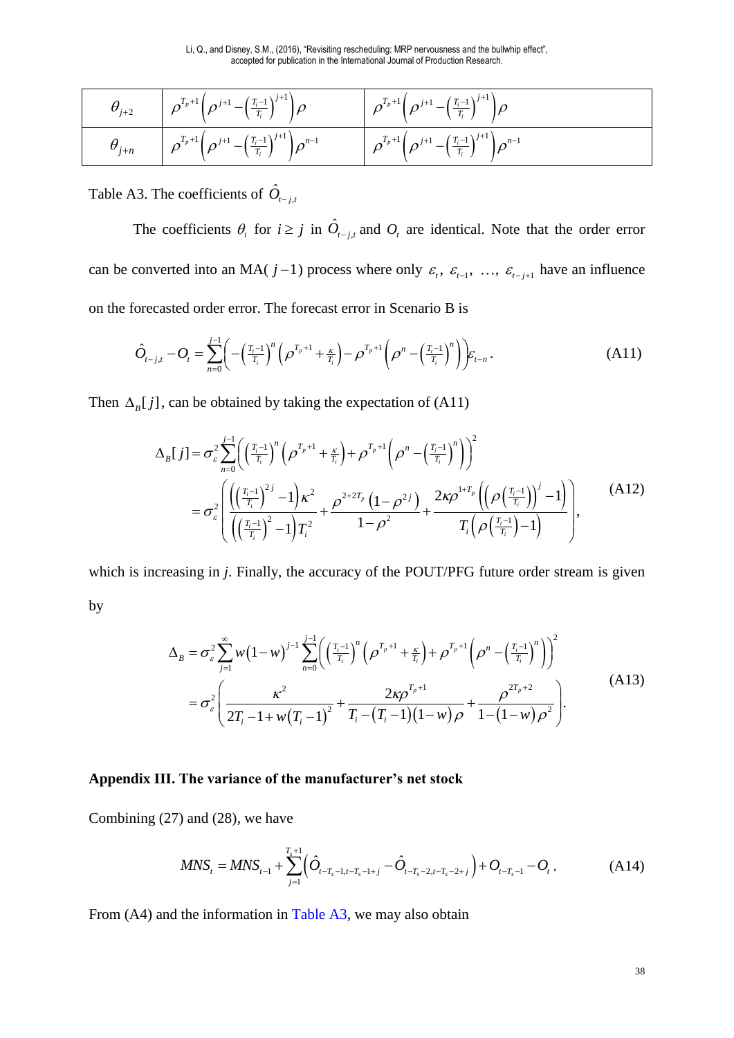| $\theta_{j+2}$ | $\rho^{T_p+1}\left(\rho^{j+1}-\left(\frac{T_i-1}{T_i}\right)^{j+1}\right)\rho$ | $\rho^{T_p+1}\left(\rho^{j+1}-\left(\frac{T_i-1}{T_i}\right)^{j+1}\right)\rho$ |
|---|---|---|
| $\theta_{j+n}$ | $\rho^{T_p+1}\left(\rho^{j+1}-\left(\frac{T_i-1}{T_i}\right)^{j+1}\right)\rho^{n-1}$ | $\rho^{T_p+1}\left(\rho^{j+1}-\left(\frac{T_i-1}{T_i}\right)^{j+1}\right)\rho^{n-1}$ |

Table A3. The coefficients of $\hat{O}_{t-j,t}$

The coefficients $\theta_i$ for $i \geq j$ in $\hat{O}_{t-j,t}$ and $O_t$ are identical. Note that the order error can be converted into an MA( $j-1$) process where only $\varepsilon_t$, $\varepsilon_{t-1}$, …, $\varepsilon_{t-j+1}$ have an influence on the forecasted order error. The forecast error in Scenario B is

$$\hat{O}_{t-j,t}-O_t=\sum_{n=0}^{j-1}\left(-\left(\tfrac{T_i-1}{T_i}\right)^n\left(\rho^{T_p+1}+\tfrac{\kappa}{T_i}\right)-\rho^{T_p+1}\left(\rho^n-\left(\tfrac{T_i-1}{T_i}\right)^n\right)\right)\varepsilon_{t-n}. \tag{A11}$$

Then $\Delta_B[j]$, can be obtained by taking the expectation of (A11)

$$\begin{aligned}\Delta_B[j]&=\sigma_\varepsilon^2\sum_{n=0}^{j-1}\left(\left(\tfrac{T_i-1}{T_i}\right)^n\left(\rho^{T_p+1}+\tfrac{\kappa}{T_i}\right)+\rho^{T_p+1}\left(\rho^n-\left(\tfrac{T_i-1}{T_i}\right)^n\right)\right)^2\\&=\sigma_\varepsilon^2\left(\frac{\left(\left(\frac{T_i-1}{T_i}\right)^{2j}-1\right)\kappa^2}{\left(\left(\frac{T_i-1}{T_i}\right)^2-1\right)T_i^2}+\frac{\rho^{2+2T_p}\left(1-\rho^{2j}\right)}{1-\rho^2}+\frac{2\kappa\rho^{1+T_p}\left(\left(\rho\left(\frac{T_i-1}{T_i}\right)\right)^j-1\right)}{T_i\left(\rho\left(\frac{T_i-1}{T_i}\right)-1\right)}\right),\end{aligned} \tag{A12}$$

which is increasing in *j*. Finally, the accuracy of the POUT/PFG future order stream is given by

$$\begin{aligned}\Delta_B&=\sigma_\varepsilon^2\sum_{j=1}^{\infty}w(1-w)^{j-1}\sum_{n=0}^{j-1}\left(\left(\tfrac{T_i-1}{T_i}\right)^n\left(\rho^{T_p+1}+\tfrac{\kappa}{T_i}\right)+\rho^{T_p+1}\left(\rho^n-\left(\tfrac{T_i-1}{T_i}\right)^n\right)\right)^2\\&=\sigma_\varepsilon^2\left(\frac{\kappa^2}{2T_i-1+w(T_i-1)^2}+\frac{2\kappa\rho^{T_p+1}}{T_i-(T_i-1)(1-w)\rho}+\frac{\rho^{2T_p+2}}{1-(1-w)\rho^2}\right).\end{aligned} \tag{A13}$$

## Appendix III. The variance of the manufacturer's net stock

Combining (27) and (28), we have

$$MNS_t=MNS_{t-1}+\sum_{j=1}^{T_s+1}\left(\hat{O}_{t-T_s-1,t-T_s-1+j}-\hat{O}_{t-T_s-2,t-T_s-2+j}\right)+O_{t-T_s-1}-O_t. \tag{A14}$$

From (A4) and the information in Table A3, we may also obtain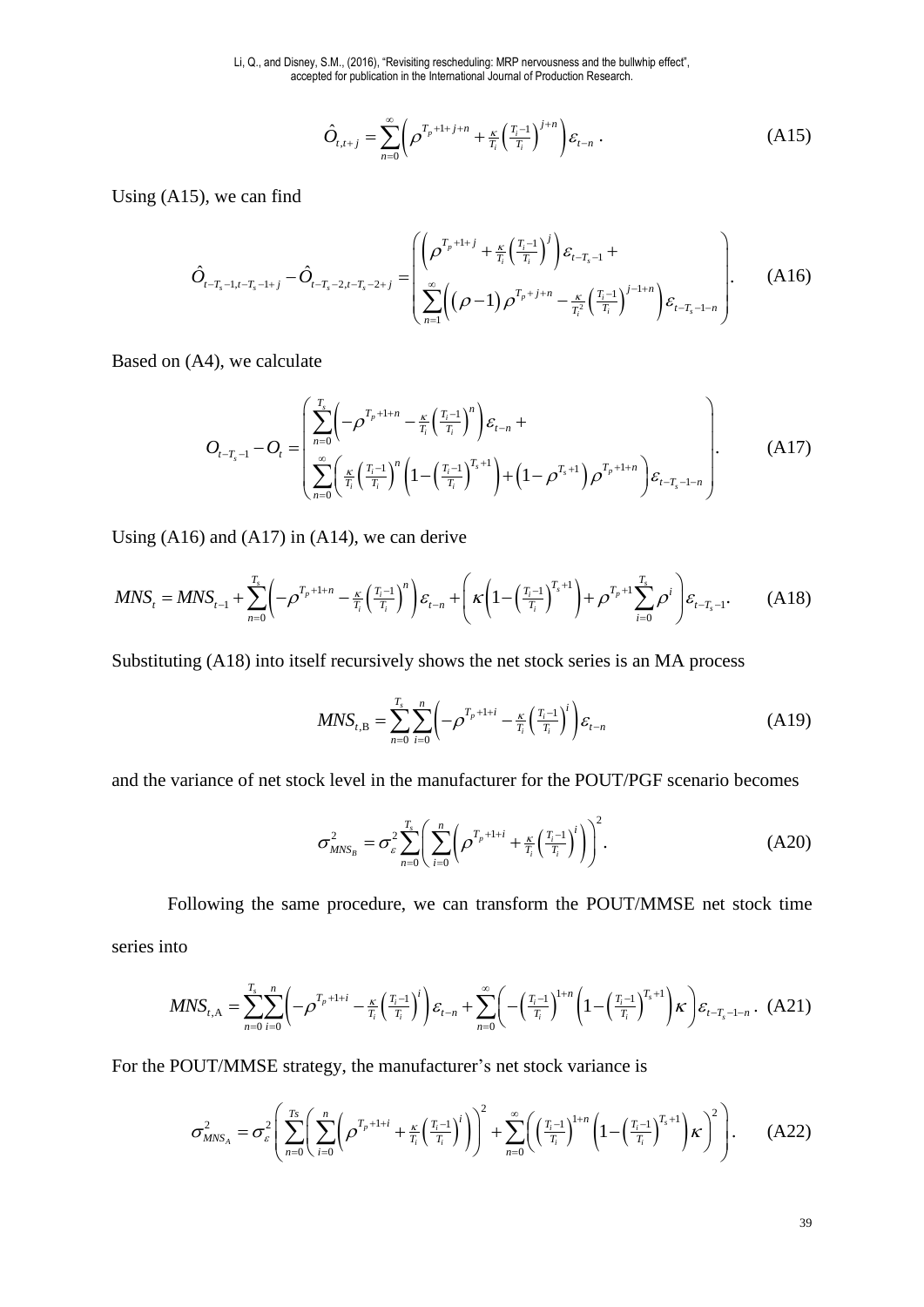$$\hat{O}_{t,t+j} = \sum_{n=0}^{\infty} \left( \rho^{T_p+1+j+n} + \tfrac{\kappa}{T_i} \left( \tfrac{T_i-1}{T_i} \right)^{j+n} \right) \varepsilon_{t-n} \,. \tag{A15}$$

Using (A15), we can find

$$\hat{O}_{t-T_s-1,t-T_s-1+j} - \hat{O}_{t-T_s-2,t-T_s-2+j} = \begin{pmatrix} \left( \rho^{T_p+1+j} + \tfrac{\kappa}{T_i} \left( \tfrac{T_i-1}{T_i} \right)^{j} \right) \varepsilon_{t-T_s-1} + \\ \sum_{n=1}^{\infty} \left( \left( \rho - 1 \right) \rho^{T_p+j+n} - \tfrac{\kappa}{T_i^2} \left( \tfrac{T_i-1}{T_i} \right)^{j-1+n} \right) \varepsilon_{t-T_s-1-n} \end{pmatrix}. \tag{A16}$$

Based on (A4), we calculate

$$O_{t-T_s-1} - O_t = \begin{pmatrix} \sum_{n=0}^{T_s} \left( -\rho^{T_p+1+n} - \tfrac{\kappa}{T_i} \left( \tfrac{T_i-1}{T_i} \right)^{n} \right) \varepsilon_{t-n} + \\ \sum_{n=0}^{\infty} \left( \tfrac{\kappa}{T_i} \left( \tfrac{T_i-1}{T_i} \right)^{n} \left( 1 - \left( \tfrac{T_i-1}{T_i} \right)^{T_s+1} \right) + \left( 1 - \rho^{T_s+1} \right) \rho^{T_p+1+n} \right) \varepsilon_{t-T_s-1-n} \end{pmatrix}. \tag{A17}$$

Using (A16) and (A17) in (A14), we can derive

$$MNS_t = MNS_{t-1} + \sum_{n=0}^{T_s} \left( -\rho^{T_p+1+n} - \tfrac{\kappa}{T_i} \left( \tfrac{T_i-1}{T_i} \right)^{n} \right) \varepsilon_{t-n} + \left( \kappa \left( 1 - \left( \tfrac{T_i-1}{T_i} \right)^{T_s+1} \right) + \rho^{T_p+1} \sum_{i=0}^{T_s} \rho^i \right) \varepsilon_{t-T_s-1}. \tag{A18}$$

Substituting (A18) into itself recursively shows the net stock series is an MA process

$$MNS_{t,\mathrm{B}} = \sum_{n=0}^{T_s} \sum_{i=0}^{n} \left( -\rho^{T_p+1+i} - \tfrac{\kappa}{T_i} \left( \tfrac{T_i-1}{T_i} \right)^{i} \right) \varepsilon_{t-n} \tag{A19}$$

and the variance of net stock level in the manufacturer for the POUT/PGF scenario becomes

$$\sigma^2_{MNS_\mathrm{B}} = \sigma^2_{\varepsilon} \sum_{n=0}^{T_s} \left( \sum_{i=0}^{n} \left( \rho^{T_p+1+i} + \tfrac{\kappa}{T_i} \left( \tfrac{T_i-1}{T_i} \right)^{i} \right) \right)^2. \tag{A20}$$

Following the same procedure, we can transform the POUT/MMSE net stock time series into

$$MNS_{t,\mathrm{A}} = \sum_{n=0}^{T_s} \sum_{i=0}^{n} \left( -\rho^{T_p+1+i} - \tfrac{\kappa}{T_i} \left( \tfrac{T_i-1}{T_i} \right)^{i} \right) \varepsilon_{t-n} + \sum_{n=0}^{\infty} \left( -\left( \tfrac{T_i-1}{T_i} \right)^{1+n} \left( 1 - \left( \tfrac{T_i-1}{T_i} \right)^{T_s+1} \right) \kappa \right) \varepsilon_{t-T_s-1-n}\,. \tag{A21}$$

For the POUT/MMSE strategy, the manufacturer's net stock variance is

$$\sigma^2_{MNS_A} = \sigma^2_{\varepsilon} \left( \sum_{n=0}^{Ts} \left( \sum_{i=0}^{n} \left( \rho^{T_p+1+i} + \tfrac{\kappa}{T_i} \left( \tfrac{T_i-1}{T_i} \right)^{i} \right) \right)^2 + \sum_{n=0}^{\infty} \left( \left( \tfrac{T_i-1}{T_i} \right)^{1+n} \left( 1 - \left( \tfrac{T_i-1}{T_i} \right)^{T_s+1} \right) \kappa \right)^2 \right). \tag{A22}$$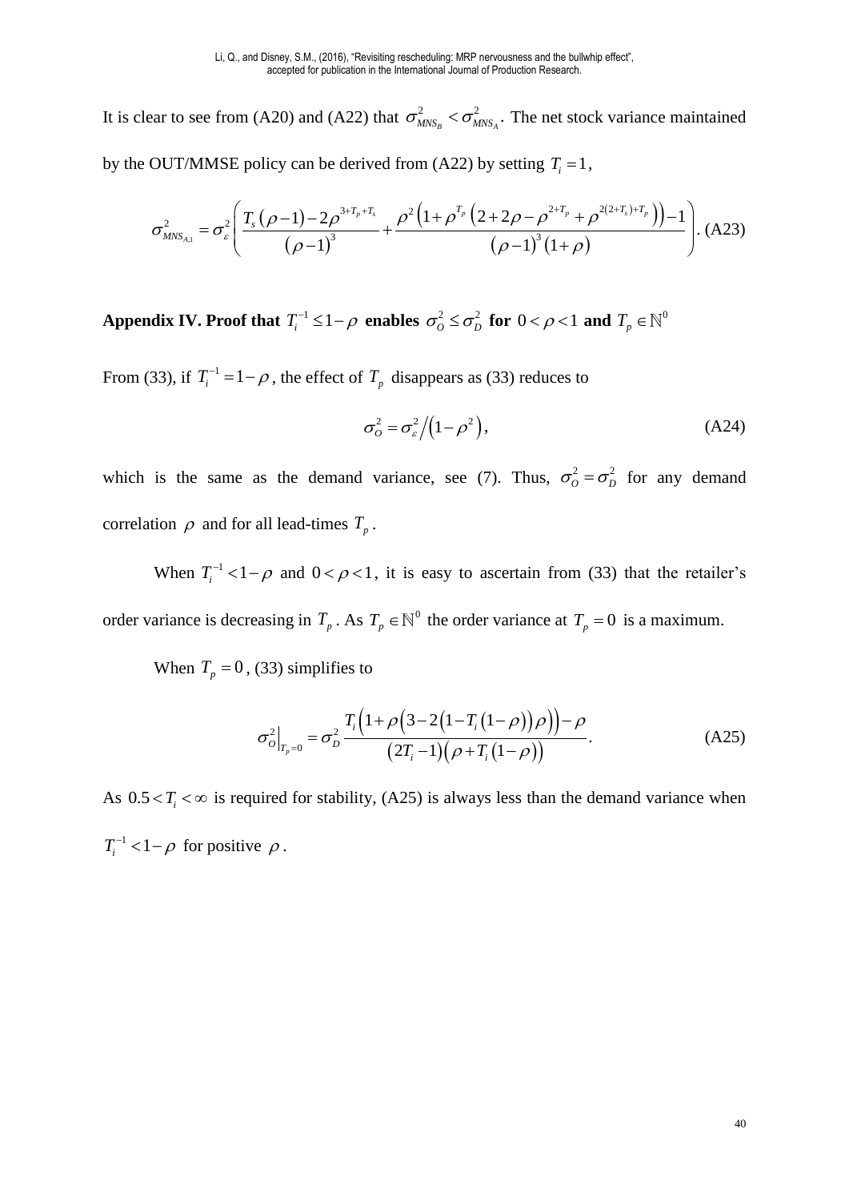It is clear to see from (A20) and (A22) that $\sigma^2_{MNS_B} < \sigma^2_{MNS_A}$. The net stock variance maintained by the OUT/MMSE policy can be derived from (A22) by setting $T_i = 1$,

$$\sigma^2_{MNS_{A,1}} = \sigma^2_\varepsilon \left( \frac{T_s(\rho-1) - 2\rho^{3+T_p+T_s}}{(\rho-1)^3} + \frac{\rho^2\left(1+\rho^{T_p}\left(2+2\rho-\rho^{2+T_p}+\rho^{2(2+T_s)+T_p}\right)\right)-1}{(\rho-1)^3(1+\rho)} \right). \text{(A23)}$$

## Appendix IV. Proof that $T_i^{-1} \le 1-\rho$ enables $\sigma^2_O \le \sigma^2_D$ for $0<\rho<1$ and $T_p \in \mathbb{N}^0$

From (33), if $T_i^{-1} = 1-\rho$, the effect of $T_p$ disappears as (33) reduces to

$$\sigma^2_O = \sigma^2_\varepsilon \big/ \left(1-\rho^2\right), \tag{A24}$$

which is the same as the demand variance, see (7). Thus, $\sigma^2_O = \sigma^2_D$ for any demand correlation $\rho$ and for all lead-times $T_p$.

When $T_i^{-1} < 1-\rho$ and $0<\rho<1$, it is easy to ascertain from (33) that the retailer's order variance is decreasing in $T_p$. As $T_p \in \mathbb{N}^0$ the order variance at $T_p = 0$ is a maximum.

When $T_p = 0$, (33) simplifies to

$$\sigma^2_O\Big|_{T_p=0} = \sigma^2_D \frac{T_i\left(1+\rho\left(3-2\left(1-T_i(1-\rho)\right)\rho\right)\right)-\rho}{(2T_i-1)\left(\rho+T_i(1-\rho)\right)}. \tag{A25}$$

As $0.5 < T_i < \infty$ is required for stability, (A25) is always less than the demand variance when $T_i^{-1} < 1-\rho$ for positive $\rho$.